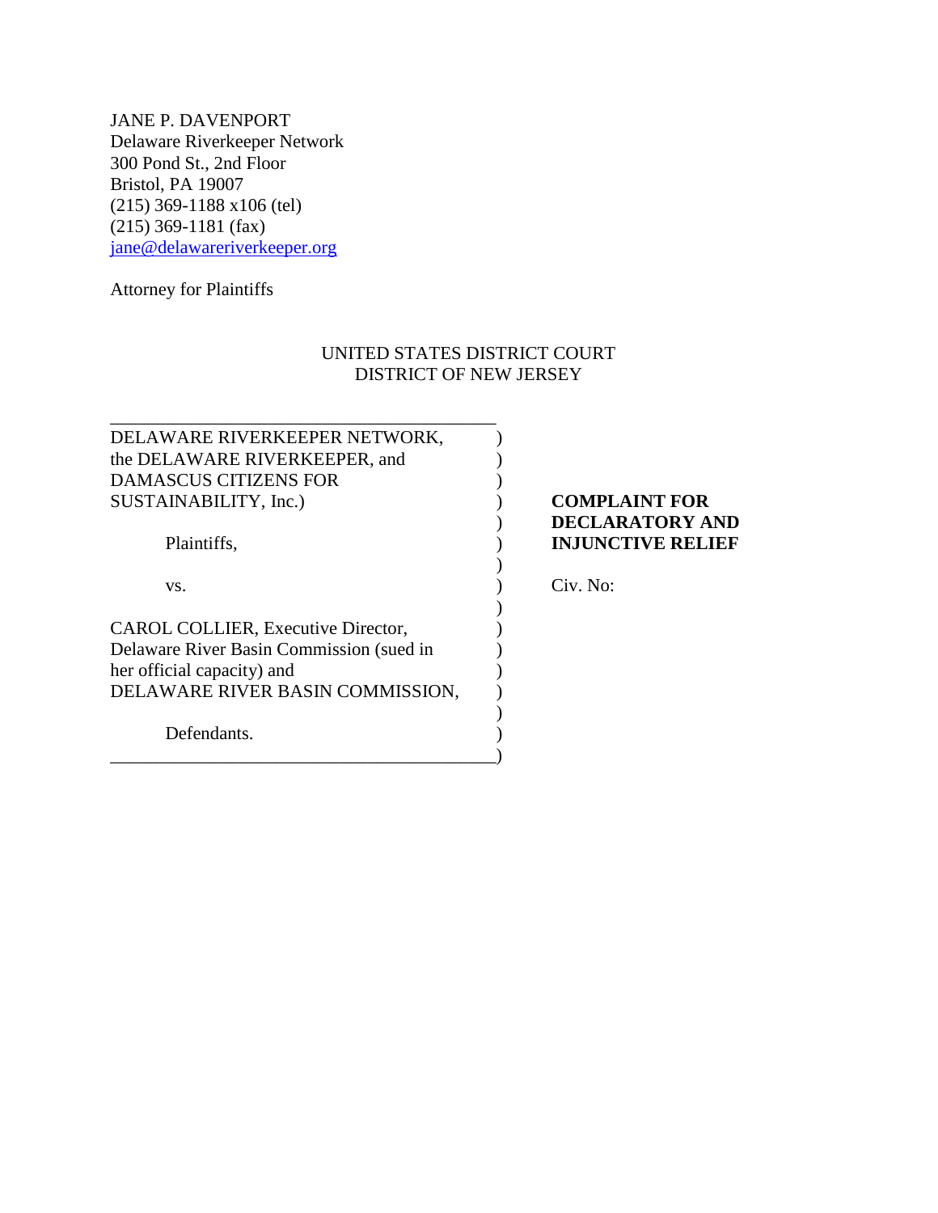JANE P. DAVENPORT
Delaware Riverkeeper Network
300 Pond St., 2nd Floor
Bristol, PA 19007
(215) 369-1188 x106 (tel)
(215) 369-1181 (fax)
jane@delawareriverkeeper.org

Attorney for Plaintiffs

UNITED STATES DISTRICT COURT
DISTRICT OF NEW JERSEY

DELAWARE RIVERKEEPER NETWORK, the DELAWARE RIVERKEEPER, and DAMASCUS CITIZENS FOR SUSTAINABILITY, Inc.)

Plaintiffs,

vs.

CAROL COLLIER, Executive Director, Delaware River Basin Commission (sued in her official capacity) and DELAWARE RIVER BASIN COMMISSION,

Defendants.

**COMPLAINT FOR DECLARATORY AND INJUNCTIVE RELIEF**

Civ. No: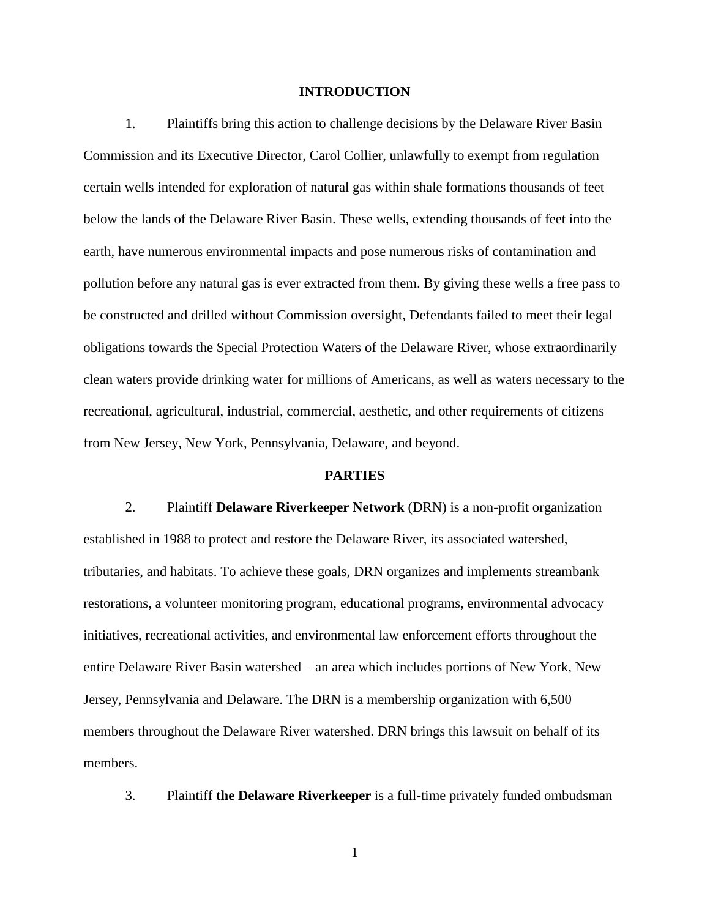## INTRODUCTION

1. Plaintiffs bring this action to challenge decisions by the Delaware River Basin Commission and its Executive Director, Carol Collier, unlawfully to exempt from regulation certain wells intended for exploration of natural gas within shale formations thousands of feet below the lands of the Delaware River Basin. These wells, extending thousands of feet into the earth, have numerous environmental impacts and pose numerous risks of contamination and pollution before any natural gas is ever extracted from them. By giving these wells a free pass to be constructed and drilled without Commission oversight, Defendants failed to meet their legal obligations towards the Special Protection Waters of the Delaware River, whose extraordinarily clean waters provide drinking water for millions of Americans, as well as waters necessary to the recreational, agricultural, industrial, commercial, aesthetic, and other requirements of citizens from New Jersey, New York, Pennsylvania, Delaware, and beyond.

## PARTIES

2. Plaintiff **Delaware Riverkeeper Network** (DRN) is a non-profit organization established in 1988 to protect and restore the Delaware River, its associated watershed, tributaries, and habitats. To achieve these goals, DRN organizes and implements streambank restorations, a volunteer monitoring program, educational programs, environmental advocacy initiatives, recreational activities, and environmental law enforcement efforts throughout the entire Delaware River Basin watershed – an area which includes portions of New York, New Jersey, Pennsylvania and Delaware. The DRN is a membership organization with 6,500 members throughout the Delaware River watershed. DRN brings this lawsuit on behalf of its members.

3. Plaintiff **the Delaware Riverkeeper** is a full-time privately funded ombudsman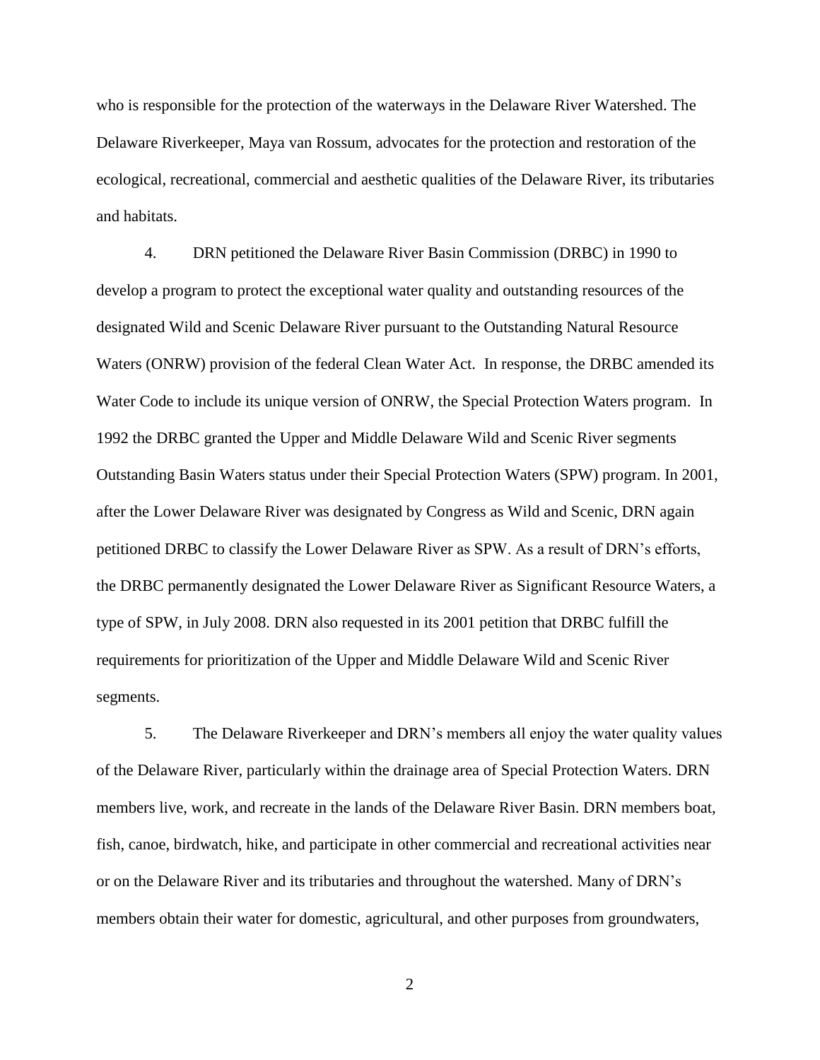who is responsible for the protection of the waterways in the Delaware River Watershed. The Delaware Riverkeeper, Maya van Rossum, advocates for the protection and restoration of the ecological, recreational, commercial and aesthetic qualities of the Delaware River, its tributaries and habitats.

4. DRN petitioned the Delaware River Basin Commission (DRBC) in 1990 to develop a program to protect the exceptional water quality and outstanding resources of the designated Wild and Scenic Delaware River pursuant to the Outstanding Natural Resource Waters (ONRW) provision of the federal Clean Water Act. In response, the DRBC amended its Water Code to include its unique version of ONRW, the Special Protection Waters program. In 1992 the DRBC granted the Upper and Middle Delaware Wild and Scenic River segments Outstanding Basin Waters status under their Special Protection Waters (SPW) program. In 2001, after the Lower Delaware River was designated by Congress as Wild and Scenic, DRN again petitioned DRBC to classify the Lower Delaware River as SPW. As a result of DRN's efforts, the DRBC permanently designated the Lower Delaware River as Significant Resource Waters, a type of SPW, in July 2008. DRN also requested in its 2001 petition that DRBC fulfill the requirements for prioritization of the Upper and Middle Delaware Wild and Scenic River segments.

5. The Delaware Riverkeeper and DRN's members all enjoy the water quality values of the Delaware River, particularly within the drainage area of Special Protection Waters. DRN members live, work, and recreate in the lands of the Delaware River Basin. DRN members boat, fish, canoe, birdwatch, hike, and participate in other commercial and recreational activities near or on the Delaware River and its tributaries and throughout the watershed. Many of DRN's members obtain their water for domestic, agricultural, and other purposes from groundwaters,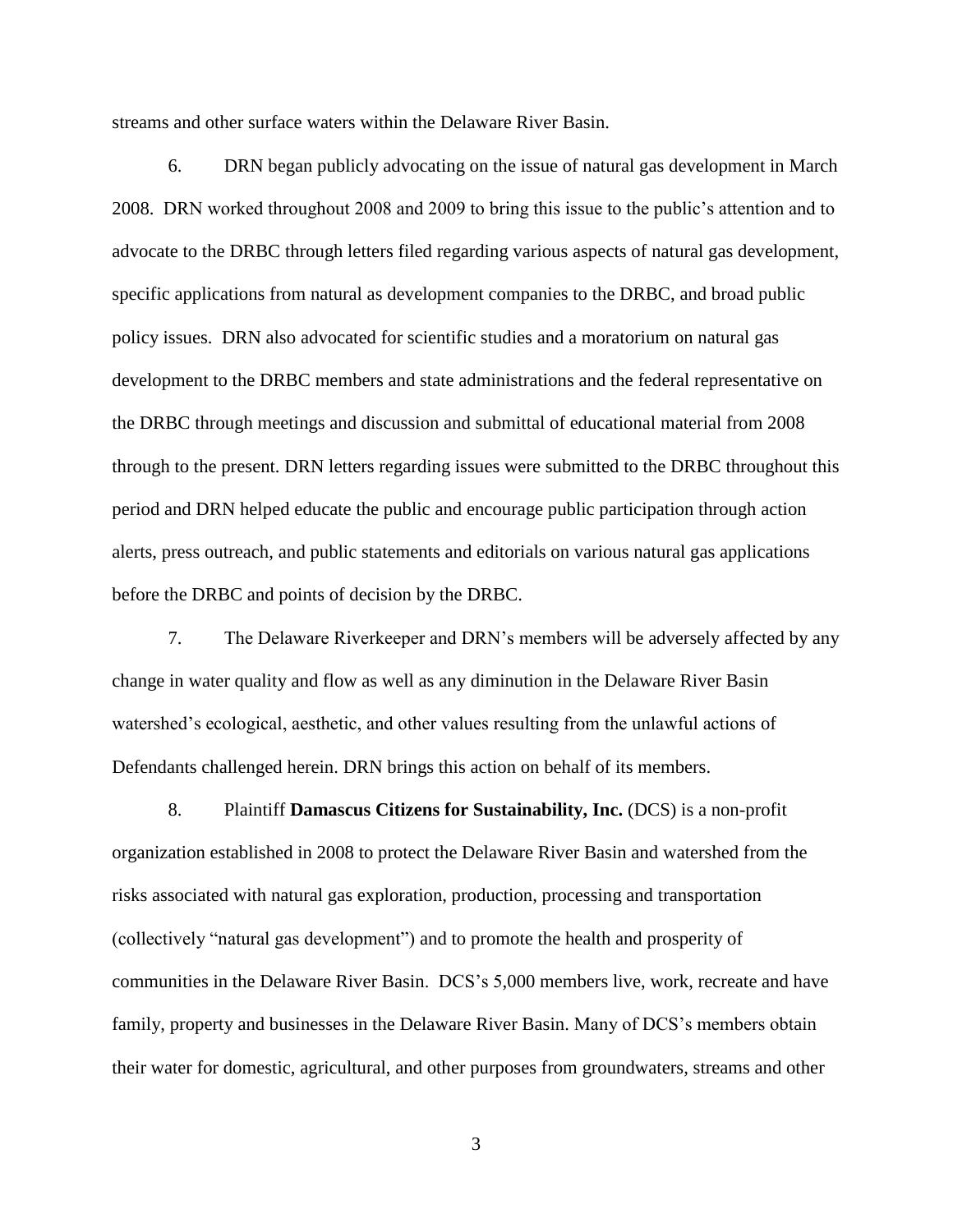streams and other surface waters within the Delaware River Basin.

6. DRN began publicly advocating on the issue of natural gas development in March 2008. DRN worked throughout 2008 and 2009 to bring this issue to the public's attention and to advocate to the DRBC through letters filed regarding various aspects of natural gas development, specific applications from natural as development companies to the DRBC, and broad public policy issues. DRN also advocated for scientific studies and a moratorium on natural gas development to the DRBC members and state administrations and the federal representative on the DRBC through meetings and discussion and submittal of educational material from 2008 through to the present. DRN letters regarding issues were submitted to the DRBC throughout this period and DRN helped educate the public and encourage public participation through action alerts, press outreach, and public statements and editorials on various natural gas applications before the DRBC and points of decision by the DRBC.

7. The Delaware Riverkeeper and DRN's members will be adversely affected by any change in water quality and flow as well as any diminution in the Delaware River Basin watershed's ecological, aesthetic, and other values resulting from the unlawful actions of Defendants challenged herein. DRN brings this action on behalf of its members.

8. Plaintiff **Damascus Citizens for Sustainability, Inc.** (DCS) is a non-profit organization established in 2008 to protect the Delaware River Basin and watershed from the risks associated with natural gas exploration, production, processing and transportation (collectively "natural gas development") and to promote the health and prosperity of communities in the Delaware River Basin. DCS's 5,000 members live, work, recreate and have family, property and businesses in the Delaware River Basin. Many of DCS's members obtain their water for domestic, agricultural, and other purposes from groundwaters, streams and other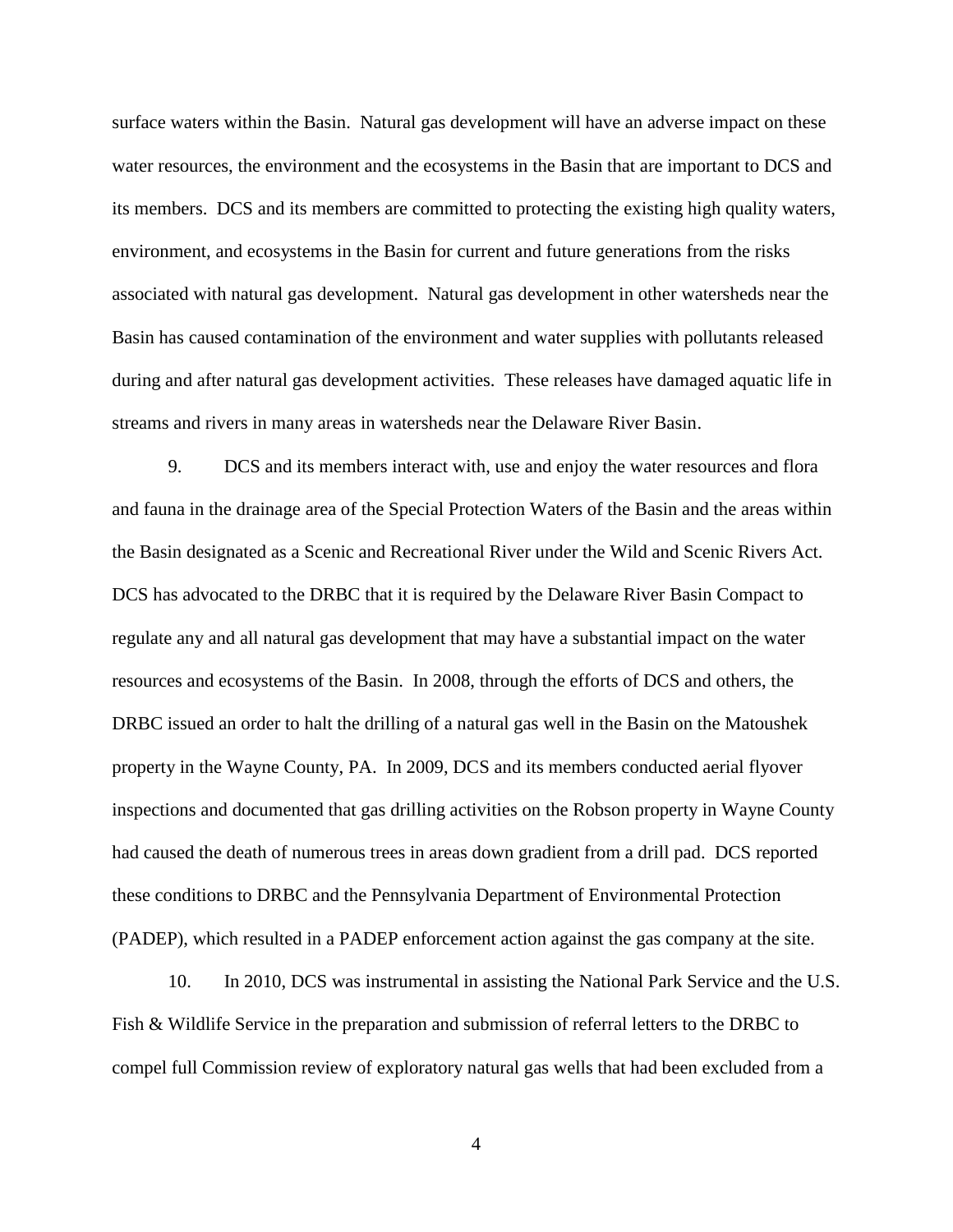surface waters within the Basin. Natural gas development will have an adverse impact on these water resources, the environment and the ecosystems in the Basin that are important to DCS and its members. DCS and its members are committed to protecting the existing high quality waters, environment, and ecosystems in the Basin for current and future generations from the risks associated with natural gas development. Natural gas development in other watersheds near the Basin has caused contamination of the environment and water supplies with pollutants released during and after natural gas development activities. These releases have damaged aquatic life in streams and rivers in many areas in watersheds near the Delaware River Basin.

9. DCS and its members interact with, use and enjoy the water resources and flora and fauna in the drainage area of the Special Protection Waters of the Basin and the areas within the Basin designated as a Scenic and Recreational River under the Wild and Scenic Rivers Act. DCS has advocated to the DRBC that it is required by the Delaware River Basin Compact to regulate any and all natural gas development that may have a substantial impact on the water resources and ecosystems of the Basin. In 2008, through the efforts of DCS and others, the DRBC issued an order to halt the drilling of a natural gas well in the Basin on the Matoushek property in the Wayne County, PA. In 2009, DCS and its members conducted aerial flyover inspections and documented that gas drilling activities on the Robson property in Wayne County had caused the death of numerous trees in areas down gradient from a drill pad. DCS reported these conditions to DRBC and the Pennsylvania Department of Environmental Protection (PADEP), which resulted in a PADEP enforcement action against the gas company at the site.

10. In 2010, DCS was instrumental in assisting the National Park Service and the U.S. Fish & Wildlife Service in the preparation and submission of referral letters to the DRBC to compel full Commission review of exploratory natural gas wells that had been excluded from a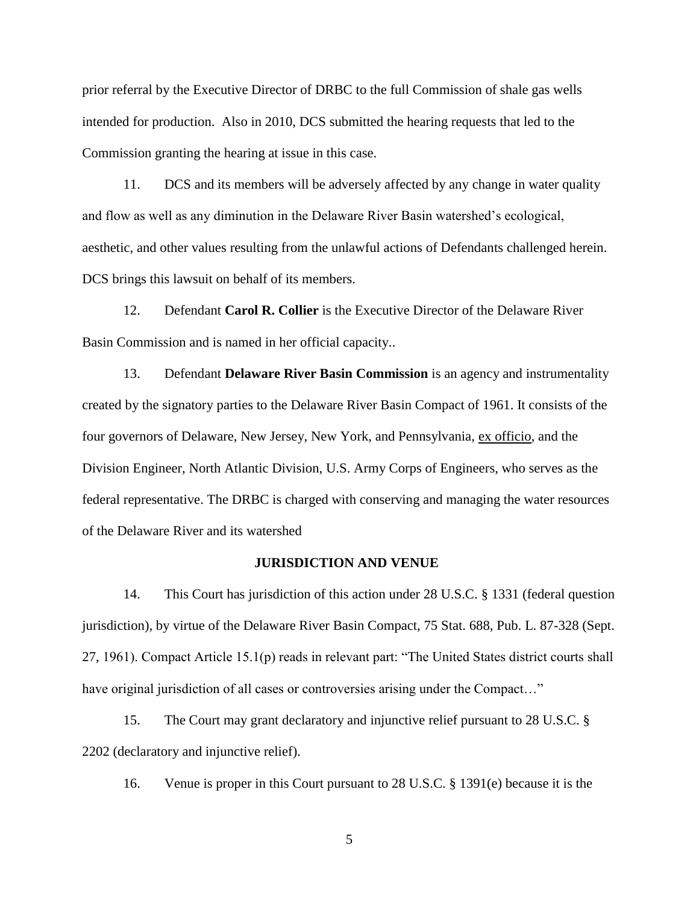prior referral by the Executive Director of DRBC to the full Commission of shale gas wells intended for production. Also in 2010, DCS submitted the hearing requests that led to the Commission granting the hearing at issue in this case.

11. DCS and its members will be adversely affected by any change in water quality and flow as well as any diminution in the Delaware River Basin watershed's ecological, aesthetic, and other values resulting from the unlawful actions of Defendants challenged herein. DCS brings this lawsuit on behalf of its members.

12. Defendant **Carol R. Collier** is the Executive Director of the Delaware River Basin Commission and is named in her official capacity..

13. Defendant **Delaware River Basin Commission** is an agency and instrumentality created by the signatory parties to the Delaware River Basin Compact of 1961. It consists of the four governors of Delaware, New Jersey, New York, and Pennsylvania, ex officio, and the Division Engineer, North Atlantic Division, U.S. Army Corps of Engineers, who serves as the federal representative. The DRBC is charged with conserving and managing the water resources of the Delaware River and its watershed

## JURISDICTION AND VENUE

14. This Court has jurisdiction of this action under 28 U.S.C. § 1331 (federal question jurisdiction), by virtue of the Delaware River Basin Compact, 75 Stat. 688, Pub. L. 87-328 (Sept. 27, 1961). Compact Article 15.1(p) reads in relevant part: "The United States district courts shall have original jurisdiction of all cases or controversies arising under the Compact…"

15. The Court may grant declaratory and injunctive relief pursuant to 28 U.S.C. § 2202 (declaratory and injunctive relief).

16. Venue is proper in this Court pursuant to 28 U.S.C. § 1391(e) because it is the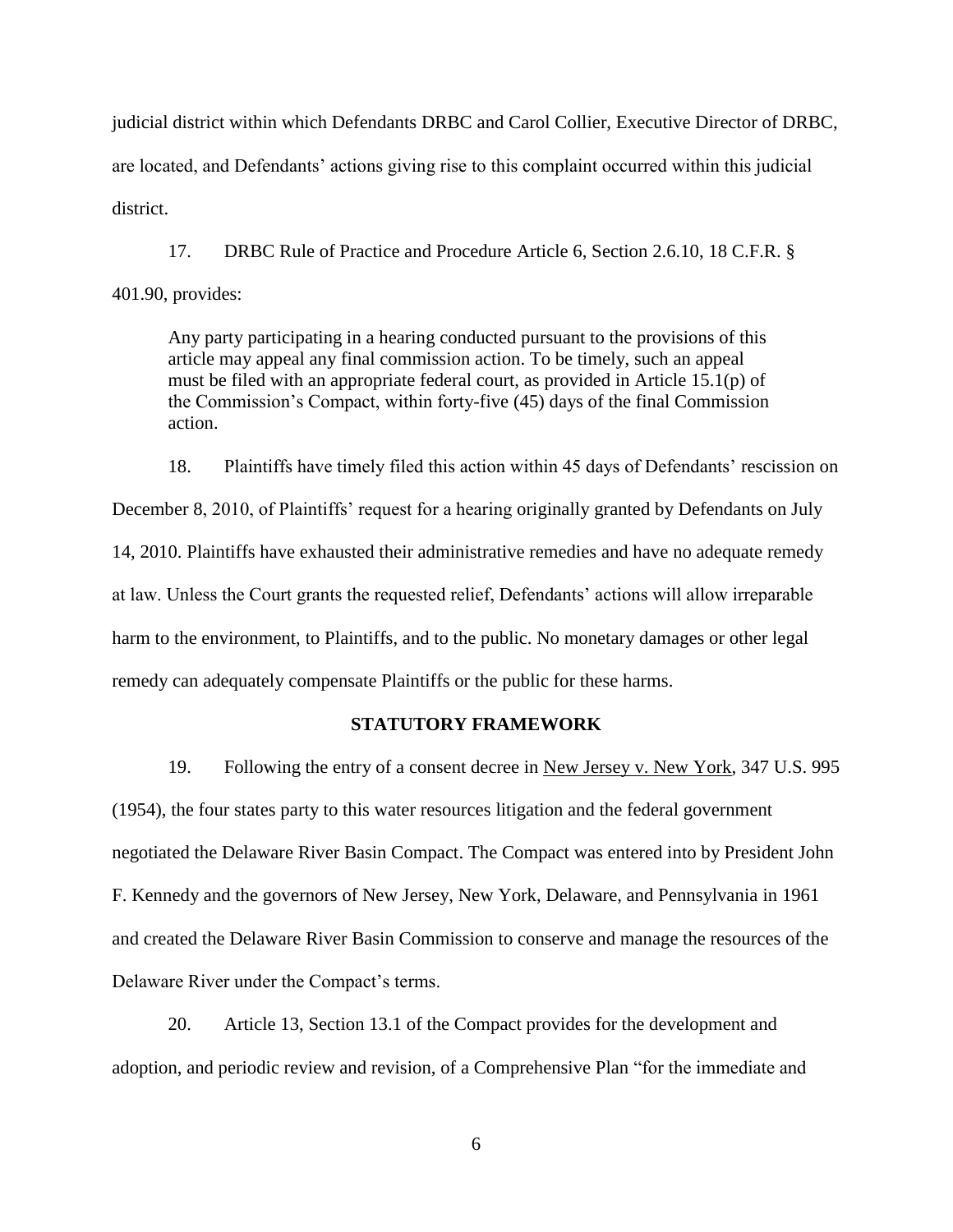judicial district within which Defendants DRBC and Carol Collier, Executive Director of DRBC, are located, and Defendants' actions giving rise to this complaint occurred within this judicial district.

17. DRBC Rule of Practice and Procedure Article 6, Section 2.6.10, 18 C.F.R. § 401.90, provides:

> Any party participating in a hearing conducted pursuant to the provisions of this article may appeal any final commission action. To be timely, such an appeal must be filed with an appropriate federal court, as provided in Article 15.1(p) of the Commission's Compact, within forty-five (45) days of the final Commission action.

18. Plaintiffs have timely filed this action within 45 days of Defendants' rescission on December 8, 2010, of Plaintiffs' request for a hearing originally granted by Defendants on July 14, 2010. Plaintiffs have exhausted their administrative remedies and have no adequate remedy at law. Unless the Court grants the requested relief, Defendants' actions will allow irreparable harm to the environment, to Plaintiffs, and to the public. No monetary damages or other legal remedy can adequately compensate Plaintiffs or the public for these harms.

## STATUTORY FRAMEWORK

19. Following the entry of a consent decree in New Jersey v. New York, 347 U.S. 995 (1954), the four states party to this water resources litigation and the federal government negotiated the Delaware River Basin Compact. The Compact was entered into by President John F. Kennedy and the governors of New Jersey, New York, Delaware, and Pennsylvania in 1961 and created the Delaware River Basin Commission to conserve and manage the resources of the Delaware River under the Compact's terms.

20. Article 13, Section 13.1 of the Compact provides for the development and adoption, and periodic review and revision, of a Comprehensive Plan "for the immediate and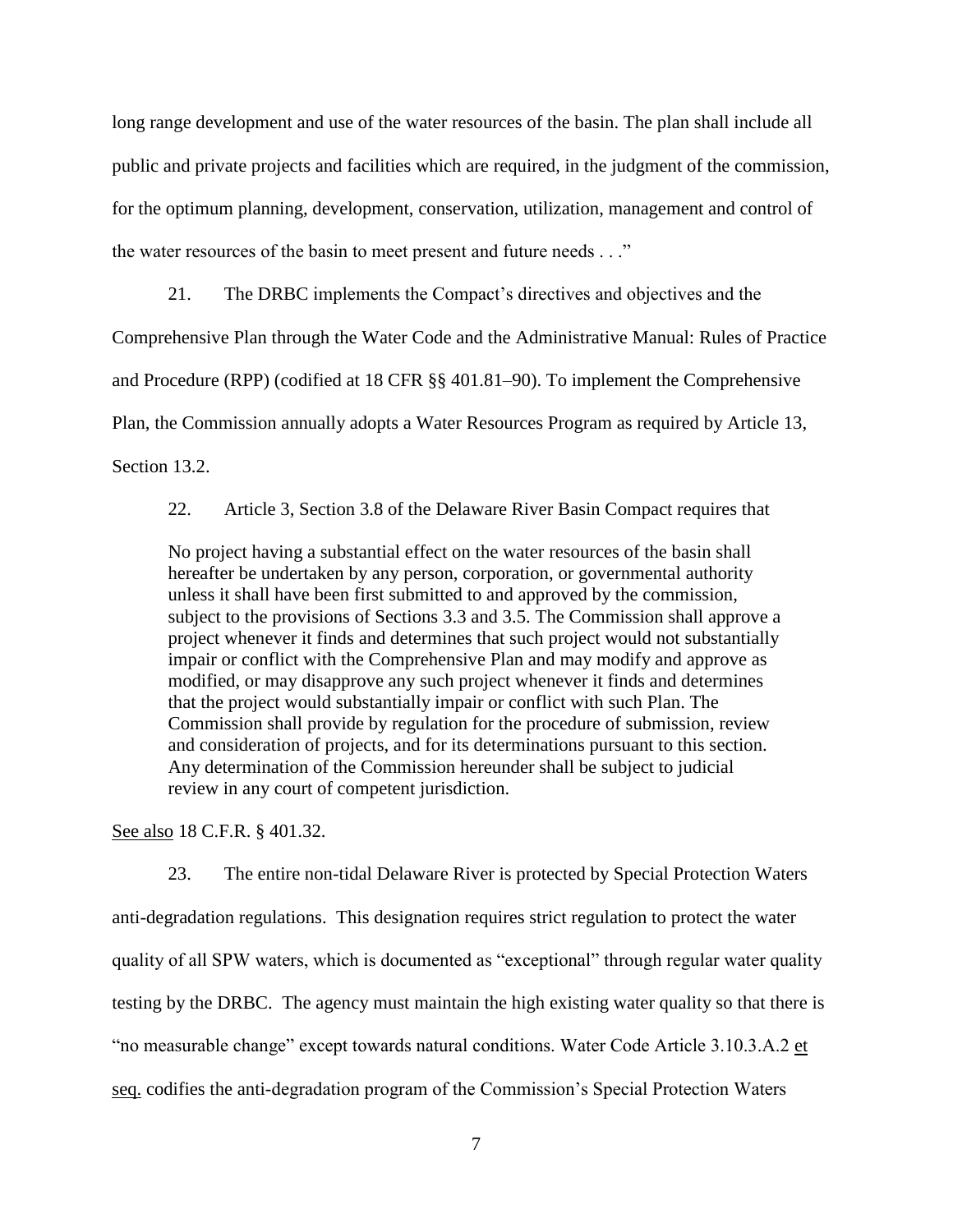long range development and use of the water resources of the basin. The plan shall include all public and private projects and facilities which are required, in the judgment of the commission, for the optimum planning, development, conservation, utilization, management and control of the water resources of the basin to meet present and future needs . . ."

21. The DRBC implements the Compact's directives and objectives and the Comprehensive Plan through the Water Code and the Administrative Manual: Rules of Practice and Procedure (RPP) (codified at 18 CFR §§ 401.81–90). To implement the Comprehensive Plan, the Commission annually adopts a Water Resources Program as required by Article 13, Section 13.2.

22. Article 3, Section 3.8 of the Delaware River Basin Compact requires that

> No project having a substantial effect on the water resources of the basin shall hereafter be undertaken by any person, corporation, or governmental authority unless it shall have been first submitted to and approved by the commission, subject to the provisions of Sections 3.3 and 3.5. The Commission shall approve a project whenever it finds and determines that such project would not substantially impair or conflict with the Comprehensive Plan and may modify and approve as modified, or may disapprove any such project whenever it finds and determines that the project would substantially impair or conflict with such Plan. The Commission shall provide by regulation for the procedure of submission, review and consideration of projects, and for its determinations pursuant to this section. Any determination of the Commission hereunder shall be subject to judicial review in any court of competent jurisdiction.

See also 18 C.F.R. § 401.32.

23. The entire non-tidal Delaware River is protected by Special Protection Waters anti-degradation regulations. This designation requires strict regulation to protect the water quality of all SPW waters, which is documented as "exceptional" through regular water quality testing by the DRBC. The agency must maintain the high existing water quality so that there is "no measurable change" except towards natural conditions. Water Code Article 3.10.3.A.2 et seq. codifies the anti-degradation program of the Commission's Special Protection Waters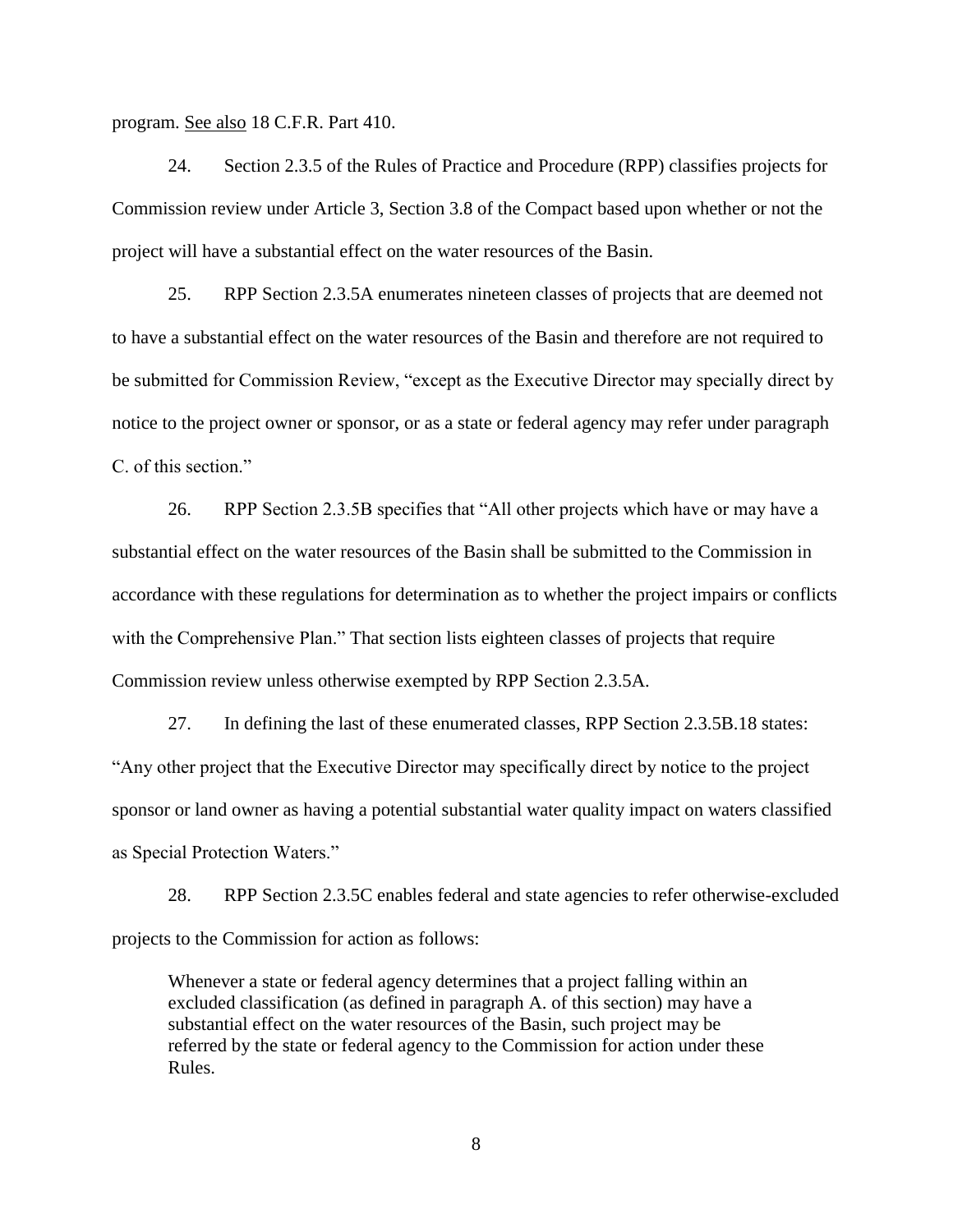program. See also 18 C.F.R. Part 410.

24. Section 2.3.5 of the Rules of Practice and Procedure (RPP) classifies projects for Commission review under Article 3, Section 3.8 of the Compact based upon whether or not the project will have a substantial effect on the water resources of the Basin.

25. RPP Section 2.3.5A enumerates nineteen classes of projects that are deemed not to have a substantial effect on the water resources of the Basin and therefore are not required to be submitted for Commission Review, "except as the Executive Director may specially direct by notice to the project owner or sponsor, or as a state or federal agency may refer under paragraph C. of this section."

26. RPP Section 2.3.5B specifies that "All other projects which have or may have a substantial effect on the water resources of the Basin shall be submitted to the Commission in accordance with these regulations for determination as to whether the project impairs or conflicts with the Comprehensive Plan." That section lists eighteen classes of projects that require Commission review unless otherwise exempted by RPP Section 2.3.5A.

27. In defining the last of these enumerated classes, RPP Section 2.3.5B.18 states: "Any other project that the Executive Director may specifically direct by notice to the project sponsor or land owner as having a potential substantial water quality impact on waters classified as Special Protection Waters."

28. RPP Section 2.3.5C enables federal and state agencies to refer otherwise-excluded projects to the Commission for action as follows:

> Whenever a state or federal agency determines that a project falling within an excluded classification (as defined in paragraph A. of this section) may have a substantial effect on the water resources of the Basin, such project may be referred by the state or federal agency to the Commission for action under these Rules.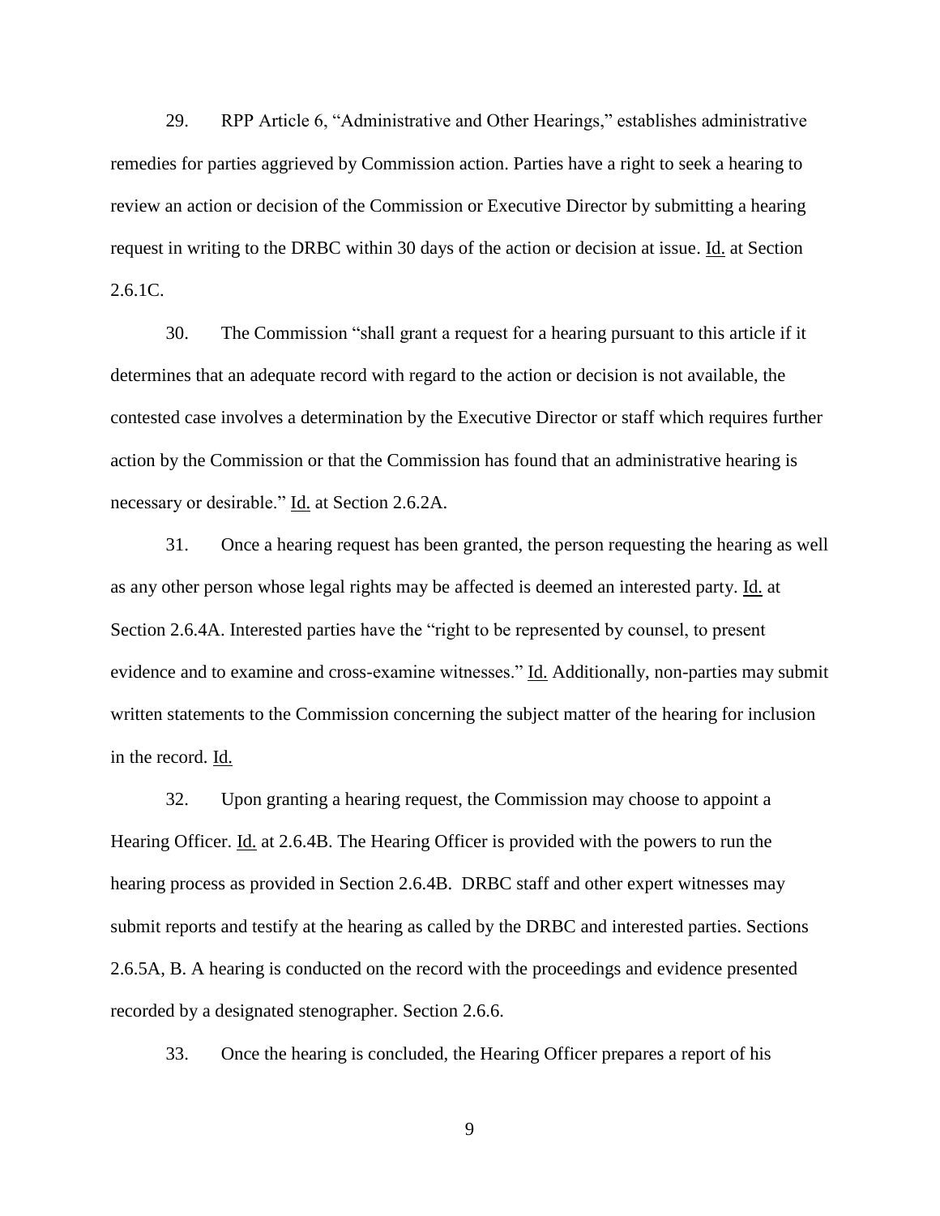29. RPP Article 6, "Administrative and Other Hearings," establishes administrative remedies for parties aggrieved by Commission action. Parties have a right to seek a hearing to review an action or decision of the Commission or Executive Director by submitting a hearing request in writing to the DRBC within 30 days of the action or decision at issue. Id. at Section 2.6.1C.

30. The Commission "shall grant a request for a hearing pursuant to this article if it determines that an adequate record with regard to the action or decision is not available, the contested case involves a determination by the Executive Director or staff which requires further action by the Commission or that the Commission has found that an administrative hearing is necessary or desirable." Id. at Section 2.6.2A.

31. Once a hearing request has been granted, the person requesting the hearing as well as any other person whose legal rights may be affected is deemed an interested party. Id. at Section 2.6.4A. Interested parties have the "right to be represented by counsel, to present evidence and to examine and cross-examine witnesses." Id. Additionally, non-parties may submit written statements to the Commission concerning the subject matter of the hearing for inclusion in the record. Id.

32. Upon granting a hearing request, the Commission may choose to appoint a Hearing Officer. Id. at 2.6.4B. The Hearing Officer is provided with the powers to run the hearing process as provided in Section 2.6.4B. DRBC staff and other expert witnesses may submit reports and testify at the hearing as called by the DRBC and interested parties. Sections 2.6.5A, B. A hearing is conducted on the record with the proceedings and evidence presented recorded by a designated stenographer. Section 2.6.6.

33. Once the hearing is concluded, the Hearing Officer prepares a report of his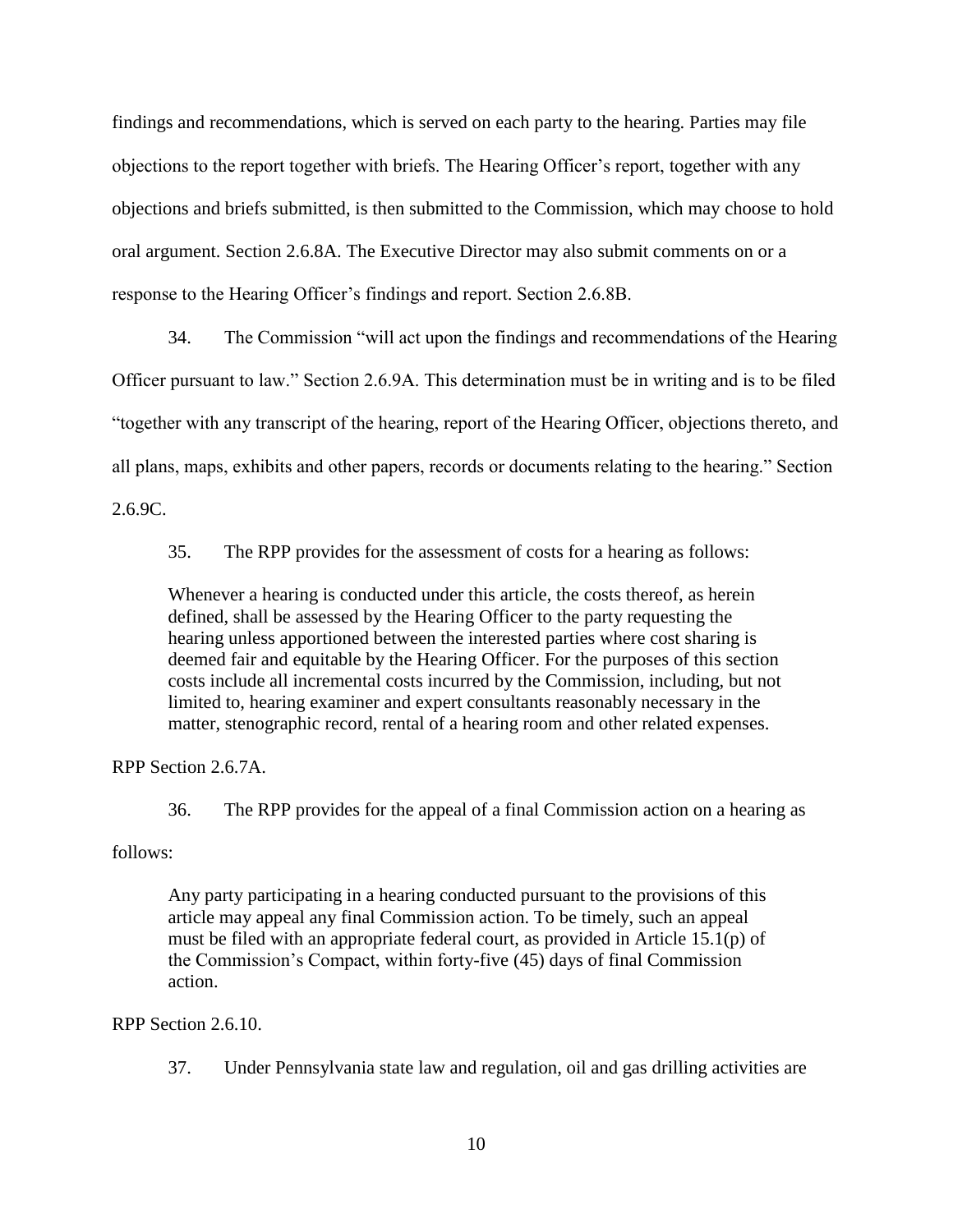findings and recommendations, which is served on each party to the hearing. Parties may file objections to the report together with briefs. The Hearing Officer's report, together with any objections and briefs submitted, is then submitted to the Commission, which may choose to hold oral argument. Section 2.6.8A. The Executive Director may also submit comments on or a response to the Hearing Officer's findings and report. Section 2.6.8B.

34. The Commission "will act upon the findings and recommendations of the Hearing Officer pursuant to law." Section 2.6.9A. This determination must be in writing and is to be filed "together with any transcript of the hearing, report of the Hearing Officer, objections thereto, and all plans, maps, exhibits and other papers, records or documents relating to the hearing." Section 2.6.9C.

35. The RPP provides for the assessment of costs for a hearing as follows:

> Whenever a hearing is conducted under this article, the costs thereof, as herein defined, shall be assessed by the Hearing Officer to the party requesting the hearing unless apportioned between the interested parties where cost sharing is deemed fair and equitable by the Hearing Officer. For the purposes of this section costs include all incremental costs incurred by the Commission, including, but not limited to, hearing examiner and expert consultants reasonably necessary in the matter, stenographic record, rental of a hearing room and other related expenses.

RPP Section 2.6.7A.

36. The RPP provides for the appeal of a final Commission action on a hearing as follows:

> Any party participating in a hearing conducted pursuant to the provisions of this article may appeal any final Commission action. To be timely, such an appeal must be filed with an appropriate federal court, as provided in Article 15.1(p) of the Commission's Compact, within forty-five (45) days of final Commission action.

RPP Section 2.6.10.

37. Under Pennsylvania state law and regulation, oil and gas drilling activities are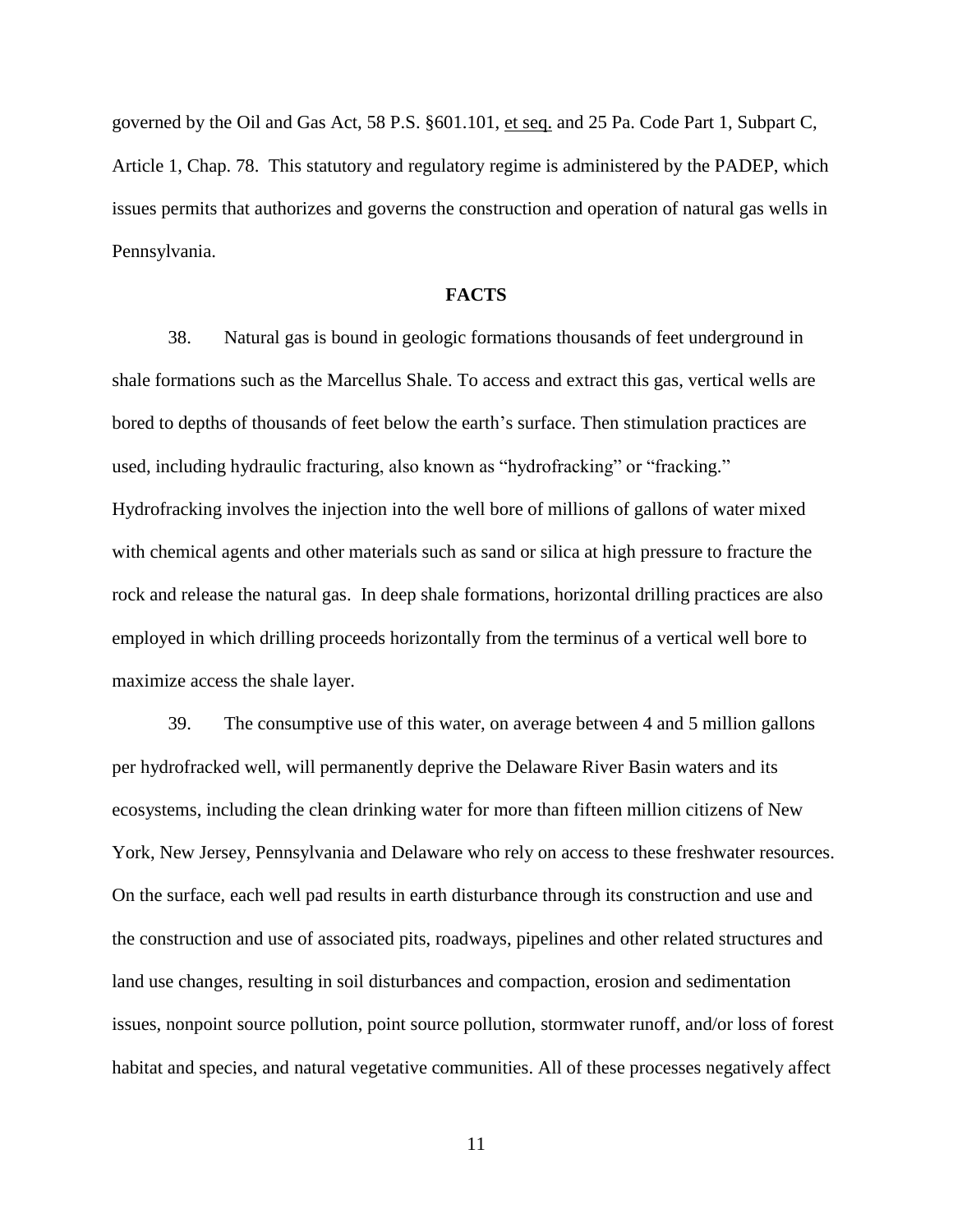governed by the Oil and Gas Act, 58 P.S. §601.101, et seq. and 25 Pa. Code Part 1, Subpart C, Article 1, Chap. 78. This statutory and regulatory regime is administered by the PADEP, which issues permits that authorizes and governs the construction and operation of natural gas wells in Pennsylvania.

## FACTS

38. Natural gas is bound in geologic formations thousands of feet underground in shale formations such as the Marcellus Shale. To access and extract this gas, vertical wells are bored to depths of thousands of feet below the earth's surface. Then stimulation practices are used, including hydraulic fracturing, also known as "hydrofracking" or "fracking." Hydrofracking involves the injection into the well bore of millions of gallons of water mixed with chemical agents and other materials such as sand or silica at high pressure to fracture the rock and release the natural gas. In deep shale formations, horizontal drilling practices are also employed in which drilling proceeds horizontally from the terminus of a vertical well bore to maximize access the shale layer.

39. The consumptive use of this water, on average between 4 and 5 million gallons per hydrofracked well, will permanently deprive the Delaware River Basin waters and its ecosystems, including the clean drinking water for more than fifteen million citizens of New York, New Jersey, Pennsylvania and Delaware who rely on access to these freshwater resources. On the surface, each well pad results in earth disturbance through its construction and use and the construction and use of associated pits, roadways, pipelines and other related structures and land use changes, resulting in soil disturbances and compaction, erosion and sedimentation issues, nonpoint source pollution, point source pollution, stormwater runoff, and/or loss of forest habitat and species, and natural vegetative communities. All of these processes negatively affect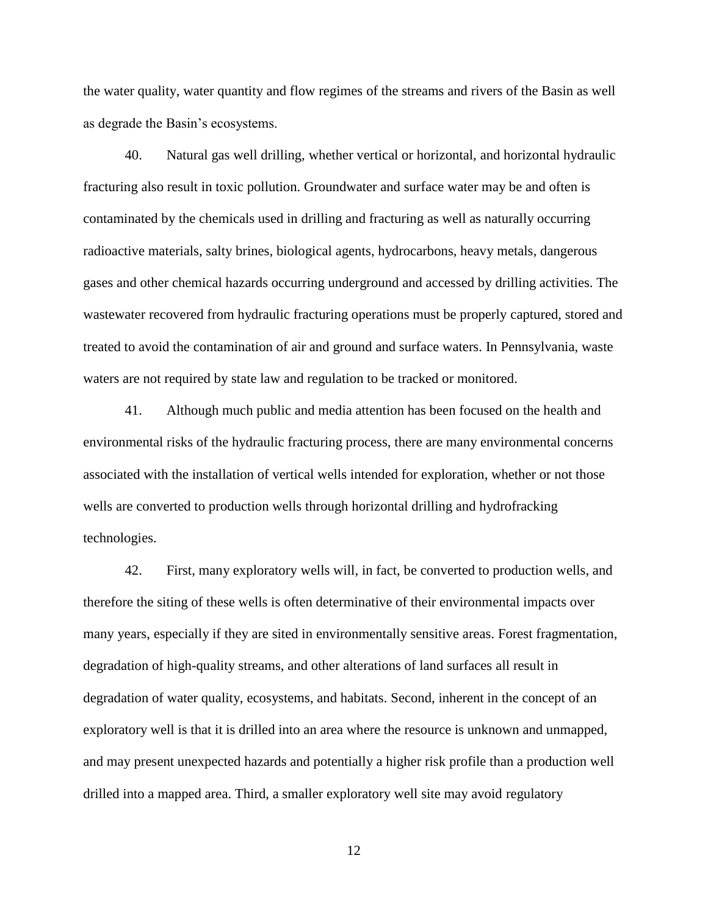the water quality, water quantity and flow regimes of the streams and rivers of the Basin as well as degrade the Basin's ecosystems.

40. Natural gas well drilling, whether vertical or horizontal, and horizontal hydraulic fracturing also result in toxic pollution. Groundwater and surface water may be and often is contaminated by the chemicals used in drilling and fracturing as well as naturally occurring radioactive materials, salty brines, biological agents, hydrocarbons, heavy metals, dangerous gases and other chemical hazards occurring underground and accessed by drilling activities. The wastewater recovered from hydraulic fracturing operations must be properly captured, stored and treated to avoid the contamination of air and ground and surface waters. In Pennsylvania, waste waters are not required by state law and regulation to be tracked or monitored.

41. Although much public and media attention has been focused on the health and environmental risks of the hydraulic fracturing process, there are many environmental concerns associated with the installation of vertical wells intended for exploration, whether or not those wells are converted to production wells through horizontal drilling and hydrofracking technologies.

42. First, many exploratory wells will, in fact, be converted to production wells, and therefore the siting of these wells is often determinative of their environmental impacts over many years, especially if they are sited in environmentally sensitive areas. Forest fragmentation, degradation of high-quality streams, and other alterations of land surfaces all result in degradation of water quality, ecosystems, and habitats. Second, inherent in the concept of an exploratory well is that it is drilled into an area where the resource is unknown and unmapped, and may present unexpected hazards and potentially a higher risk profile than a production well drilled into a mapped area. Third, a smaller exploratory well site may avoid regulatory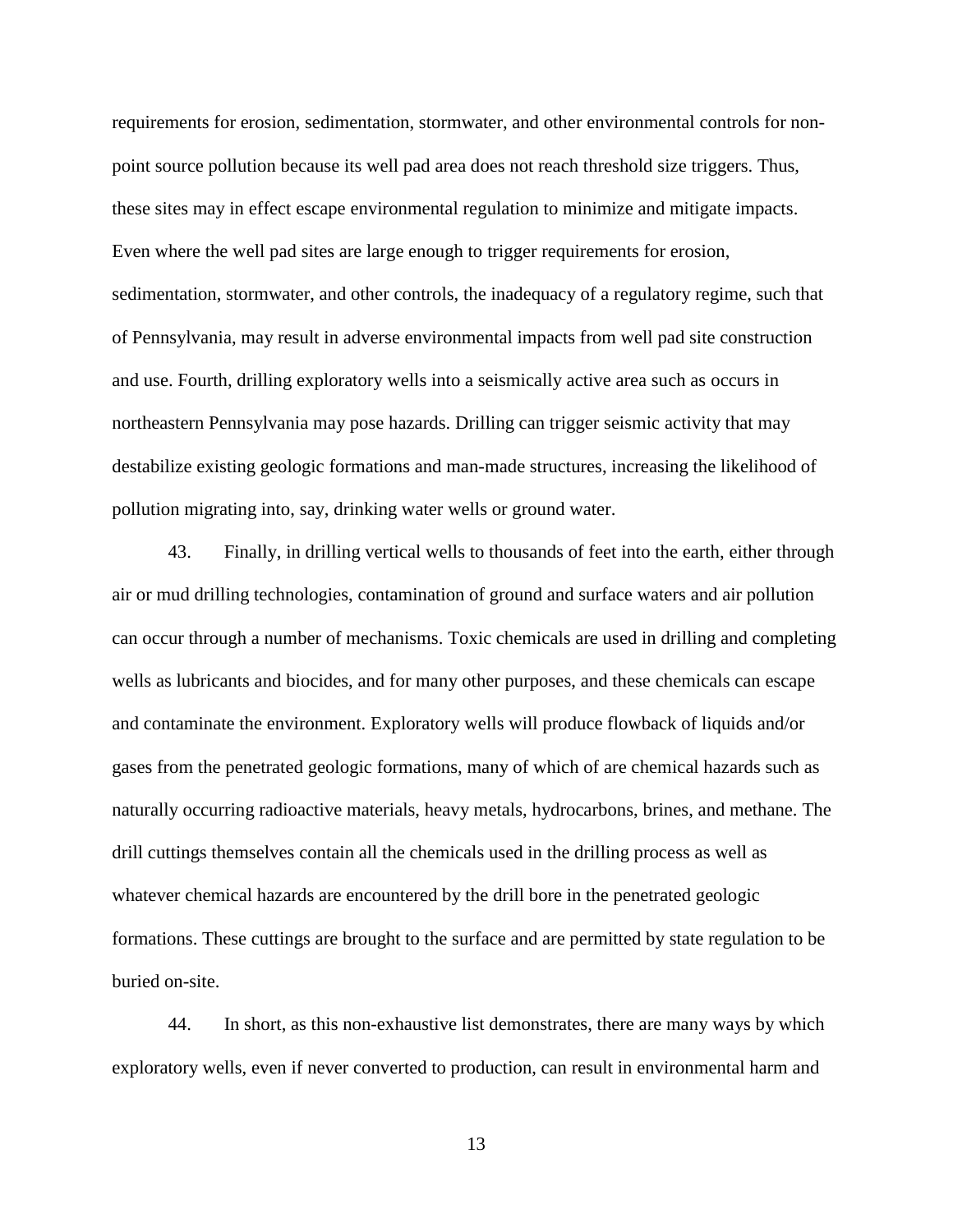requirements for erosion, sedimentation, stormwater, and other environmental controls for non-point source pollution because its well pad area does not reach threshold size triggers. Thus, these sites may in effect escape environmental regulation to minimize and mitigate impacts. Even where the well pad sites are large enough to trigger requirements for erosion, sedimentation, stormwater, and other controls, the inadequacy of a regulatory regime, such that of Pennsylvania, may result in adverse environmental impacts from well pad site construction and use. Fourth, drilling exploratory wells into a seismically active area such as occurs in northeastern Pennsylvania may pose hazards. Drilling can trigger seismic activity that may destabilize existing geologic formations and man-made structures, increasing the likelihood of pollution migrating into, say, drinking water wells or ground water.

43. Finally, in drilling vertical wells to thousands of feet into the earth, either through air or mud drilling technologies, contamination of ground and surface waters and air pollution can occur through a number of mechanisms. Toxic chemicals are used in drilling and completing wells as lubricants and biocides, and for many other purposes, and these chemicals can escape and contaminate the environment. Exploratory wells will produce flowback of liquids and/or gases from the penetrated geologic formations, many of which of are chemical hazards such as naturally occurring radioactive materials, heavy metals, hydrocarbons, brines, and methane. The drill cuttings themselves contain all the chemicals used in the drilling process as well as whatever chemical hazards are encountered by the drill bore in the penetrated geologic formations. These cuttings are brought to the surface and are permitted by state regulation to be buried on-site.

44. In short, as this non-exhaustive list demonstrates, there are many ways by which exploratory wells, even if never converted to production, can result in environmental harm and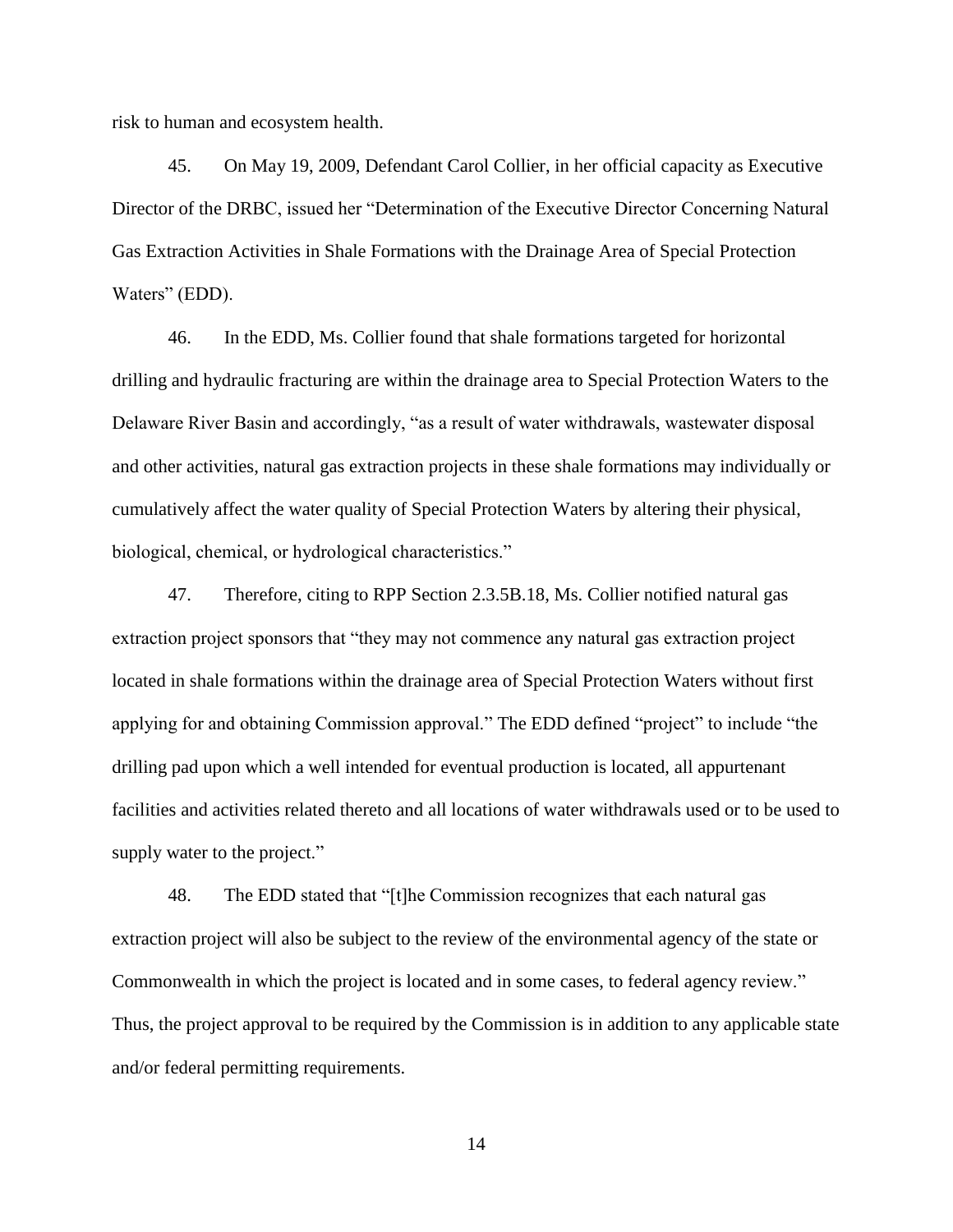risk to human and ecosystem health.

45. On May 19, 2009, Defendant Carol Collier, in her official capacity as Executive Director of the DRBC, issued her "Determination of the Executive Director Concerning Natural Gas Extraction Activities in Shale Formations with the Drainage Area of Special Protection Waters" (EDD).

46. In the EDD, Ms. Collier found that shale formations targeted for horizontal drilling and hydraulic fracturing are within the drainage area to Special Protection Waters to the Delaware River Basin and accordingly, "as a result of water withdrawals, wastewater disposal and other activities, natural gas extraction projects in these shale formations may individually or cumulatively affect the water quality of Special Protection Waters by altering their physical, biological, chemical, or hydrological characteristics."

47. Therefore, citing to RPP Section 2.3.5B.18, Ms. Collier notified natural gas extraction project sponsors that "they may not commence any natural gas extraction project located in shale formations within the drainage area of Special Protection Waters without first applying for and obtaining Commission approval." The EDD defined "project" to include "the drilling pad upon which a well intended for eventual production is located, all appurtenant facilities and activities related thereto and all locations of water withdrawals used or to be used to supply water to the project."

48. The EDD stated that "[t]he Commission recognizes that each natural gas extraction project will also be subject to the review of the environmental agency of the state or Commonwealth in which the project is located and in some cases, to federal agency review." Thus, the project approval to be required by the Commission is in addition to any applicable state and/or federal permitting requirements.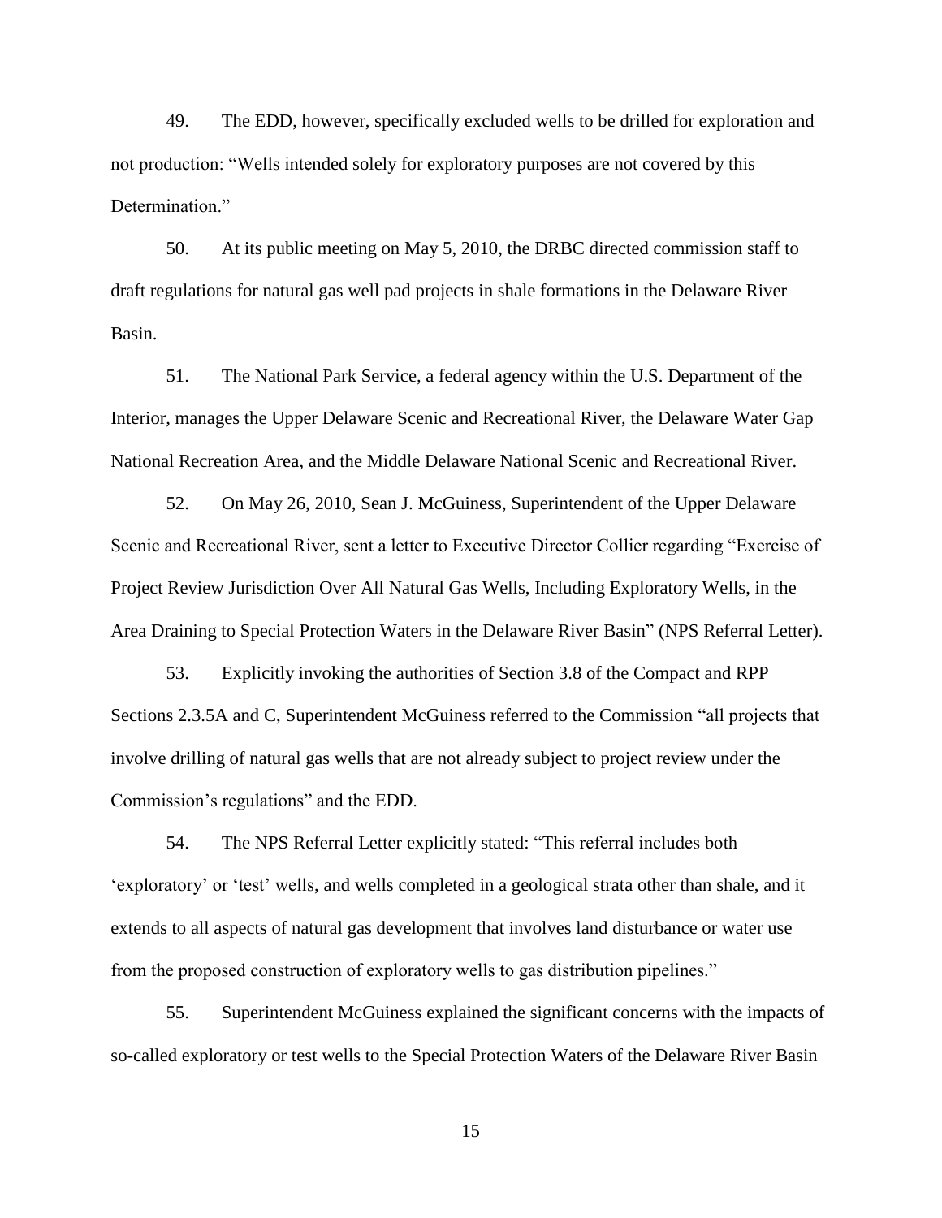49. The EDD, however, specifically excluded wells to be drilled for exploration and not production: "Wells intended solely for exploratory purposes are not covered by this Determination."

50. At its public meeting on May 5, 2010, the DRBC directed commission staff to draft regulations for natural gas well pad projects in shale formations in the Delaware River Basin.

51. The National Park Service, a federal agency within the U.S. Department of the Interior, manages the Upper Delaware Scenic and Recreational River, the Delaware Water Gap National Recreation Area, and the Middle Delaware National Scenic and Recreational River.

52. On May 26, 2010, Sean J. McGuiness, Superintendent of the Upper Delaware Scenic and Recreational River, sent a letter to Executive Director Collier regarding "Exercise of Project Review Jurisdiction Over All Natural Gas Wells, Including Exploratory Wells, in the Area Draining to Special Protection Waters in the Delaware River Basin" (NPS Referral Letter).

53. Explicitly invoking the authorities of Section 3.8 of the Compact and RPP Sections 2.3.5A and C, Superintendent McGuiness referred to the Commission "all projects that involve drilling of natural gas wells that are not already subject to project review under the Commission's regulations" and the EDD.

54. The NPS Referral Letter explicitly stated: "This referral includes both 'exploratory' or 'test' wells, and wells completed in a geological strata other than shale, and it extends to all aspects of natural gas development that involves land disturbance or water use from the proposed construction of exploratory wells to gas distribution pipelines."

55. Superintendent McGuiness explained the significant concerns with the impacts of so-called exploratory or test wells to the Special Protection Waters of the Delaware River Basin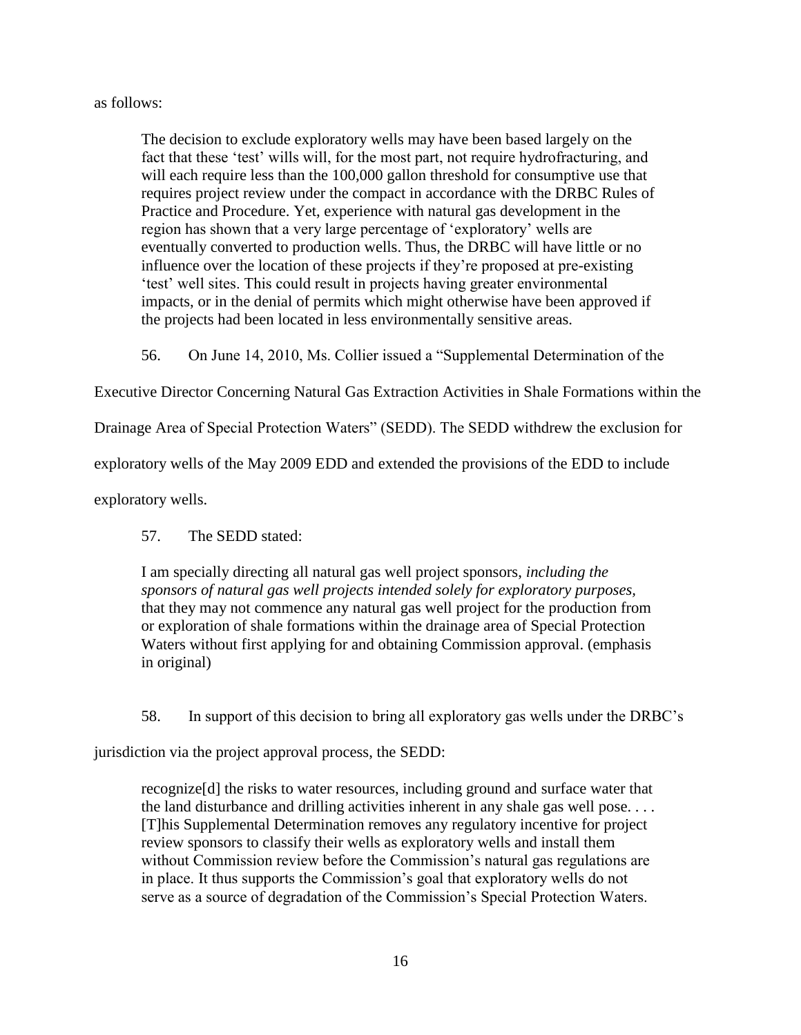as follows:

> The decision to exclude exploratory wells may have been based largely on the fact that these 'test' wills will, for the most part, not require hydrofracturing, and will each require less than the 100,000 gallon threshold for consumptive use that requires project review under the compact in accordance with the DRBC Rules of Practice and Procedure. Yet, experience with natural gas development in the region has shown that a very large percentage of 'exploratory' wells are eventually converted to production wells. Thus, the DRBC will have little or no influence over the location of these projects if they're proposed at pre-existing 'test' well sites. This could result in projects having greater environmental impacts, or in the denial of permits which might otherwise have been approved if the projects had been located in less environmentally sensitive areas.

56. On June 14, 2010, Ms. Collier issued a "Supplemental Determination of the Executive Director Concerning Natural Gas Extraction Activities in Shale Formations within the Drainage Area of Special Protection Waters" (SEDD). The SEDD withdrew the exclusion for exploratory wells of the May 2009 EDD and extended the provisions of the EDD to include exploratory wells.

57. The SEDD stated:

> I am specially directing all natural gas well project sponsors, *including the sponsors of natural gas well projects intended solely for exploratory purposes*, that they may not commence any natural gas well project for the production from or exploration of shale formations within the drainage area of Special Protection Waters without first applying for and obtaining Commission approval. (emphasis in original)

58. In support of this decision to bring all exploratory gas wells under the DRBC's jurisdiction via the project approval process, the SEDD:

> recognize[d] the risks to water resources, including ground and surface water that the land disturbance and drilling activities inherent in any shale gas well pose. . . . [T]his Supplemental Determination removes any regulatory incentive for project review sponsors to classify their wells as exploratory wells and install them without Commission review before the Commission's natural gas regulations are in place. It thus supports the Commission's goal that exploratory wells do not serve as a source of degradation of the Commission's Special Protection Waters.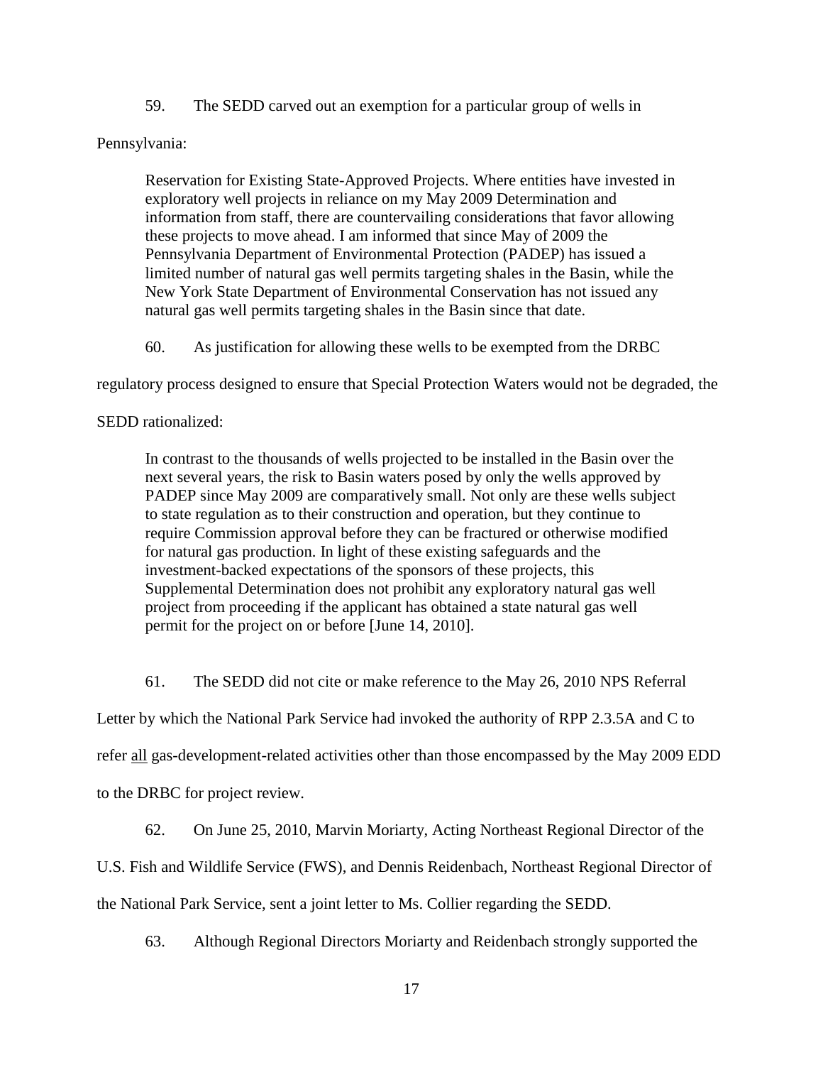59. The SEDD carved out an exemption for a particular group of wells in Pennsylvania:

> Reservation for Existing State-Approved Projects. Where entities have invested in exploratory well projects in reliance on my May 2009 Determination and information from staff, there are countervailing considerations that favor allowing these projects to move ahead. I am informed that since May of 2009 the Pennsylvania Department of Environmental Protection (PADEP) has issued a limited number of natural gas well permits targeting shales in the Basin, while the New York State Department of Environmental Conservation has not issued any natural gas well permits targeting shales in the Basin since that date.

60. As justification for allowing these wells to be exempted from the DRBC regulatory process designed to ensure that Special Protection Waters would not be degraded, the SEDD rationalized:

> In contrast to the thousands of wells projected to be installed in the Basin over the next several years, the risk to Basin waters posed by only the wells approved by PADEP since May 2009 are comparatively small. Not only are these wells subject to state regulation as to their construction and operation, but they continue to require Commission approval before they can be fractured or otherwise modified for natural gas production. In light of these existing safeguards and the investment-backed expectations of the sponsors of these projects, this Supplemental Determination does not prohibit any exploratory natural gas well project from proceeding if the applicant has obtained a state natural gas well permit for the project on or before [June 14, 2010].

61. The SEDD did not cite or make reference to the May 26, 2010 NPS Referral Letter by which the National Park Service had invoked the authority of RPP 2.3.5A and C to refer <u>all</u> gas-development-related activities other than those encompassed by the May 2009 EDD to the DRBC for project review.

62. On June 25, 2010, Marvin Moriarty, Acting Northeast Regional Director of the U.S. Fish and Wildlife Service (FWS), and Dennis Reidenbach, Northeast Regional Director of the National Park Service, sent a joint letter to Ms. Collier regarding the SEDD.

63. Although Regional Directors Moriarty and Reidenbach strongly supported the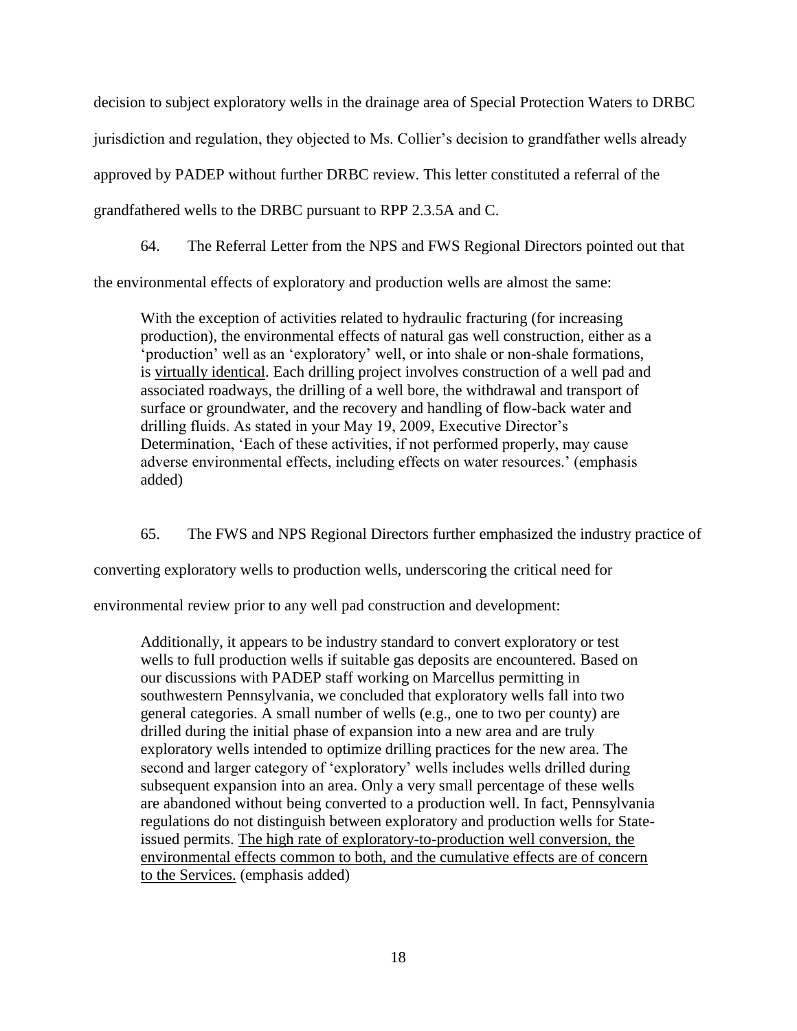decision to subject exploratory wells in the drainage area of Special Protection Waters to DRBC jurisdiction and regulation, they objected to Ms. Collier's decision to grandfather wells already approved by PADEP without further DRBC review. This letter constituted a referral of the grandfathered wells to the DRBC pursuant to RPP 2.3.5A and C.

64. The Referral Letter from the NPS and FWS Regional Directors pointed out that the environmental effects of exploratory and production wells are almost the same:

> With the exception of activities related to hydraulic fracturing (for increasing production), the environmental effects of natural gas well construction, either as a 'production' well as an 'exploratory' well, or into shale or non-shale formations, is <u>virtually identical</u>. Each drilling project involves construction of a well pad and associated roadways, the drilling of a well bore, the withdrawal and transport of surface or groundwater, and the recovery and handling of flow-back water and drilling fluids. As stated in your May 19, 2009, Executive Director's Determination, 'Each of these activities, if not performed properly, may cause adverse environmental effects, including effects on water resources.' (emphasis added)

65. The FWS and NPS Regional Directors further emphasized the industry practice of converting exploratory wells to production wells, underscoring the critical need for environmental review prior to any well pad construction and development:

> Additionally, it appears to be industry standard to convert exploratory or test wells to full production wells if suitable gas deposits are encountered. Based on our discussions with PADEP staff working on Marcellus permitting in southwestern Pennsylvania, we concluded that exploratory wells fall into two general categories. A small number of wells (e.g., one to two per county) are drilled during the initial phase of expansion into a new area and are truly exploratory wells intended to optimize drilling practices for the new area. The second and larger category of 'exploratory' wells includes wells drilled during subsequent expansion into an area. Only a very small percentage of these wells are abandoned without being converted to a production well. In fact, Pennsylvania regulations do not distinguish between exploratory and production wells for State-issued permits. <u>The high rate of exploratory-to-production well conversion, the environmental effects common to both, and the cumulative effects are of concern to the Services.</u> (emphasis added)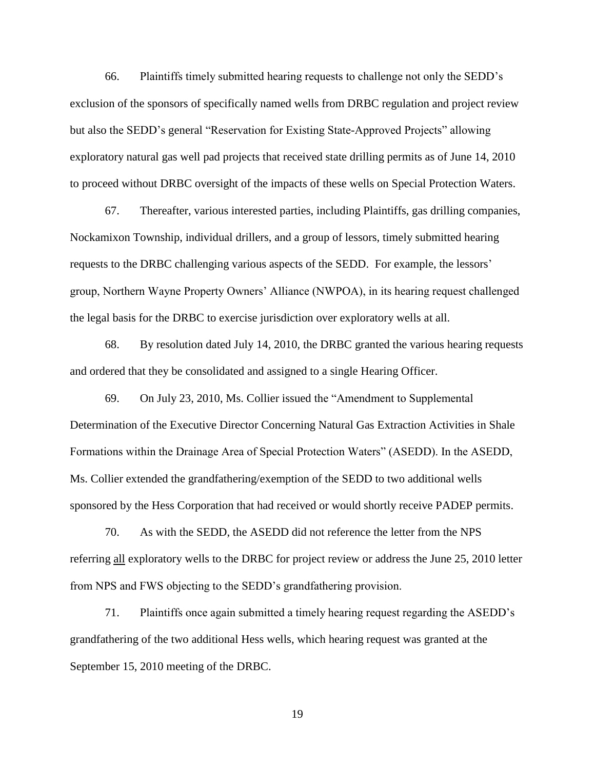66. Plaintiffs timely submitted hearing requests to challenge not only the SEDD's exclusion of the sponsors of specifically named wells from DRBC regulation and project review but also the SEDD's general "Reservation for Existing State-Approved Projects" allowing exploratory natural gas well pad projects that received state drilling permits as of June 14, 2010 to proceed without DRBC oversight of the impacts of these wells on Special Protection Waters.

67. Thereafter, various interested parties, including Plaintiffs, gas drilling companies, Nockamixon Township, individual drillers, and a group of lessors, timely submitted hearing requests to the DRBC challenging various aspects of the SEDD. For example, the lessors' group, Northern Wayne Property Owners' Alliance (NWPOA), in its hearing request challenged the legal basis for the DRBC to exercise jurisdiction over exploratory wells at all.

68. By resolution dated July 14, 2010, the DRBC granted the various hearing requests and ordered that they be consolidated and assigned to a single Hearing Officer.

69. On July 23, 2010, Ms. Collier issued the "Amendment to Supplemental Determination of the Executive Director Concerning Natural Gas Extraction Activities in Shale Formations within the Drainage Area of Special Protection Waters" (ASEDD). In the ASEDD, Ms. Collier extended the grandfathering/exemption of the SEDD to two additional wells sponsored by the Hess Corporation that had received or would shortly receive PADEP permits.

70. As with the SEDD, the ASEDD did not reference the letter from the NPS referring <u>all</u> exploratory wells to the DRBC for project review or address the June 25, 2010 letter from NPS and FWS objecting to the SEDD's grandfathering provision.

71. Plaintiffs once again submitted a timely hearing request regarding the ASEDD's grandfathering of the two additional Hess wells, which hearing request was granted at the September 15, 2010 meeting of the DRBC.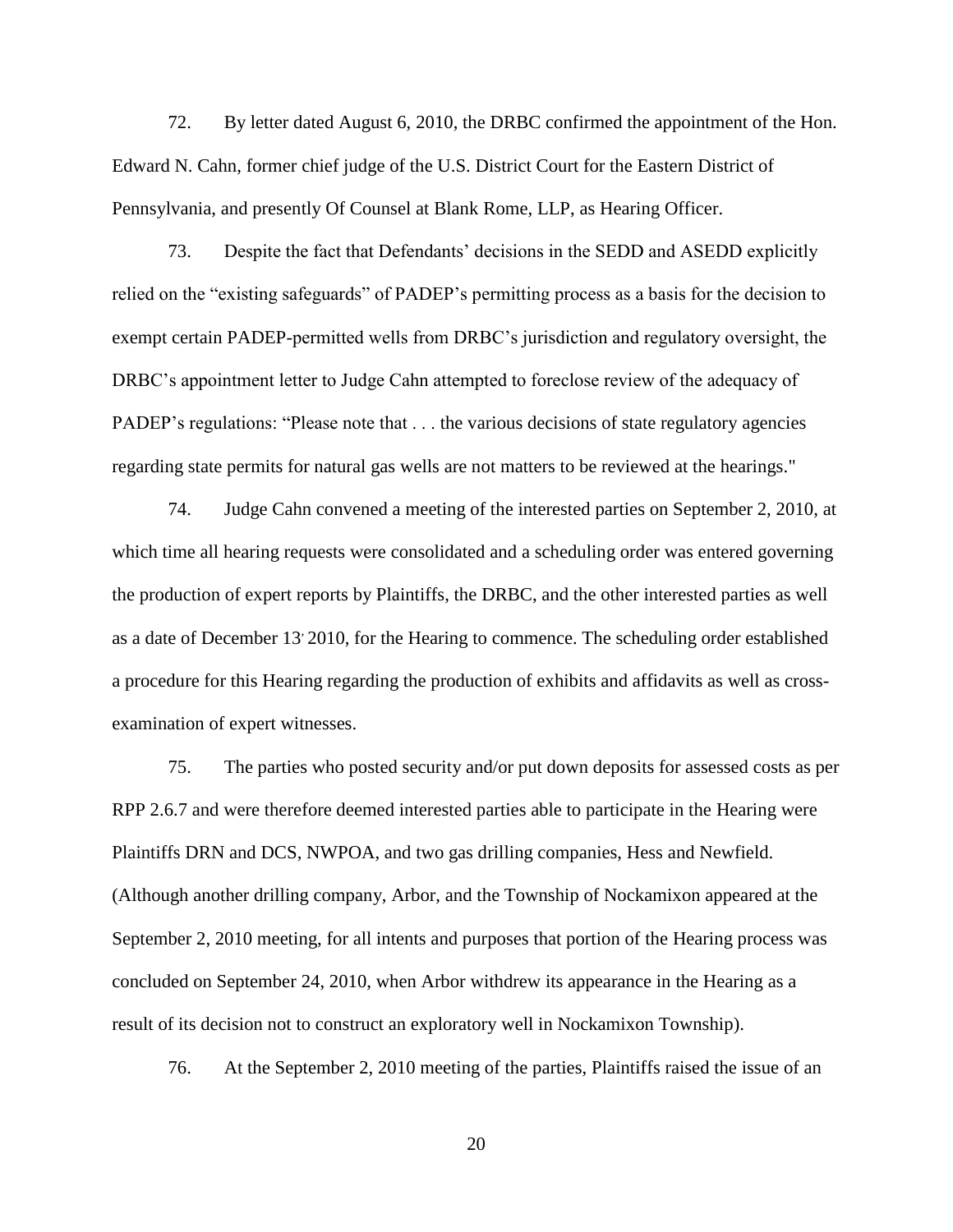72. By letter dated August 6, 2010, the DRBC confirmed the appointment of the Hon. Edward N. Cahn, former chief judge of the U.S. District Court for the Eastern District of Pennsylvania, and presently Of Counsel at Blank Rome, LLP, as Hearing Officer.

73. Despite the fact that Defendants' decisions in the SEDD and ASEDD explicitly relied on the "existing safeguards" of PADEP's permitting process as a basis for the decision to exempt certain PADEP-permitted wells from DRBC's jurisdiction and regulatory oversight, the DRBC's appointment letter to Judge Cahn attempted to foreclose review of the adequacy of PADEP's regulations: "Please note that . . . the various decisions of state regulatory agencies regarding state permits for natural gas wells are not matters to be reviewed at the hearings."

74. Judge Cahn convened a meeting of the interested parties on September 2, 2010, at which time all hearing requests were consolidated and a scheduling order was entered governing the production of expert reports by Plaintiffs, the DRBC, and the other interested parties as well as a date of December 13, 2010, for the Hearing to commence. The scheduling order established a procedure for this Hearing regarding the production of exhibits and affidavits as well as cross-examination of expert witnesses.

75. The parties who posted security and/or put down deposits for assessed costs as per RPP 2.6.7 and were therefore deemed interested parties able to participate in the Hearing were Plaintiffs DRN and DCS, NWPOA, and two gas drilling companies, Hess and Newfield. (Although another drilling company, Arbor, and the Township of Nockamixon appeared at the September 2, 2010 meeting, for all intents and purposes that portion of the Hearing process was concluded on September 24, 2010, when Arbor withdrew its appearance in the Hearing as a result of its decision not to construct an exploratory well in Nockamixon Township).

76. At the September 2, 2010 meeting of the parties, Plaintiffs raised the issue of an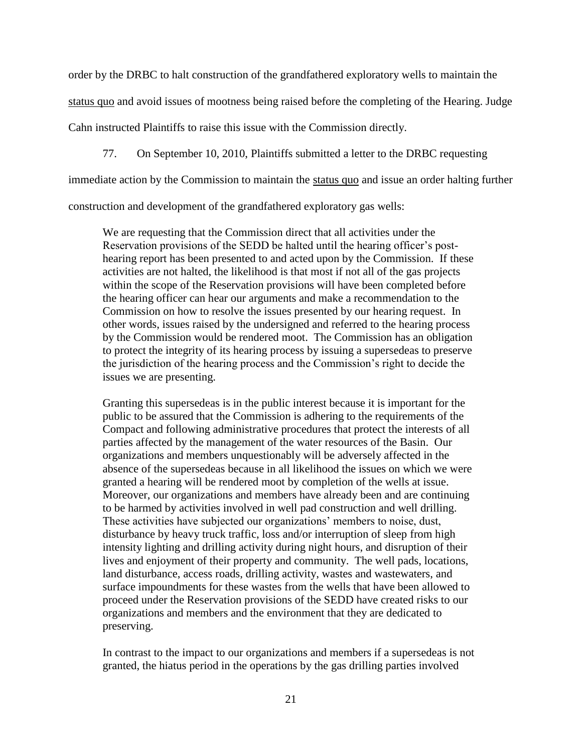order by the DRBC to halt construction of the grandfathered exploratory wells to maintain the status quo and avoid issues of mootness being raised before the completing of the Hearing. Judge Cahn instructed Plaintiffs to raise this issue with the Commission directly.

77. On September 10, 2010, Plaintiffs submitted a letter to the DRBC requesting immediate action by the Commission to maintain the status quo and issue an order halting further construction and development of the grandfathered exploratory gas wells:

> We are requesting that the Commission direct that all activities under the Reservation provisions of the SEDD be halted until the hearing officer's post-hearing report has been presented to and acted upon by the Commission. If these activities are not halted, the likelihood is that most if not all of the gas projects within the scope of the Reservation provisions will have been completed before the hearing officer can hear our arguments and make a recommendation to the Commission on how to resolve the issues presented by our hearing request. In other words, issues raised by the undersigned and referred to the hearing process by the Commission would be rendered moot. The Commission has an obligation to protect the integrity of its hearing process by issuing a supersedeas to preserve the jurisdiction of the hearing process and the Commission's right to decide the issues we are presenting.
>
> Granting this supersedeas is in the public interest because it is important for the public to be assured that the Commission is adhering to the requirements of the Compact and following administrative procedures that protect the interests of all parties affected by the management of the water resources of the Basin. Our organizations and members unquestionably will be adversely affected in the absence of the supersedeas because in all likelihood the issues on which we were granted a hearing will be rendered moot by completion of the wells at issue. Moreover, our organizations and members have already been and are continuing to be harmed by activities involved in well pad construction and well drilling. These activities have subjected our organizations' members to noise, dust, disturbance by heavy truck traffic, loss and/or interruption of sleep from high intensity lighting and drilling activity during night hours, and disruption of their lives and enjoyment of their property and community. The well pads, locations, land disturbance, access roads, drilling activity, wastes and wastewaters, and surface impoundments for these wastes from the wells that have been allowed to proceed under the Reservation provisions of the SEDD have created risks to our organizations and members and the environment that they are dedicated to preserving.
>
> In contrast to the impact to our organizations and members if a supersedeas is not granted, the hiatus period in the operations by the gas drilling parties involved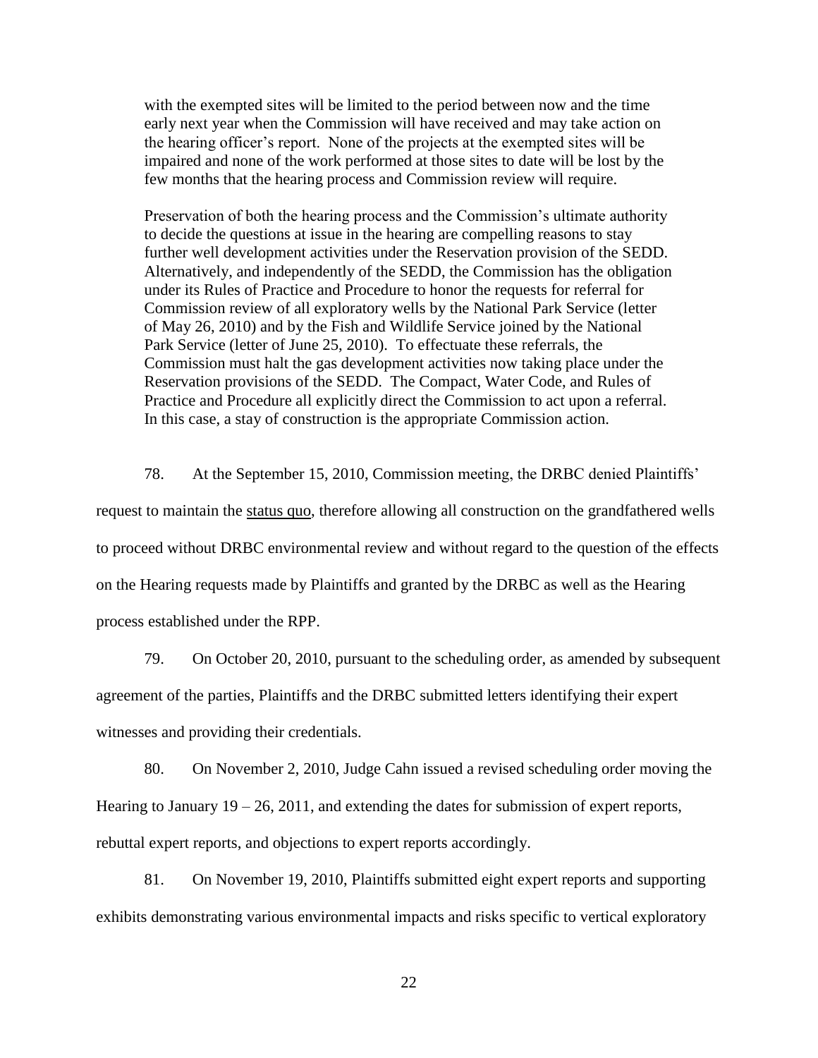> with the exempted sites will be limited to the period between now and the time early next year when the Commission will have received and may take action on the hearing officer's report. None of the projects at the exempted sites will be impaired and none of the work performed at those sites to date will be lost by the few months that the hearing process and Commission review will require.
>
> Preservation of both the hearing process and the Commission's ultimate authority to decide the questions at issue in the hearing are compelling reasons to stay further well development activities under the Reservation provision of the SEDD. Alternatively, and independently of the SEDD, the Commission has the obligation under its Rules of Practice and Procedure to honor the requests for referral for Commission review of all exploratory wells by the National Park Service (letter of May 26, 2010) and by the Fish and Wildlife Service joined by the National Park Service (letter of June 25, 2010). To effectuate these referrals, the Commission must halt the gas development activities now taking place under the Reservation provisions of the SEDD. The Compact, Water Code, and Rules of Practice and Procedure all explicitly direct the Commission to act upon a referral. In this case, a stay of construction is the appropriate Commission action.

78. At the September 15, 2010, Commission meeting, the DRBC denied Plaintiffs' request to maintain the status quo, therefore allowing all construction on the grandfathered wells to proceed without DRBC environmental review and without regard to the question of the effects on the Hearing requests made by Plaintiffs and granted by the DRBC as well as the Hearing process established under the RPP.

79. On October 20, 2010, pursuant to the scheduling order, as amended by subsequent agreement of the parties, Plaintiffs and the DRBC submitted letters identifying their expert witnesses and providing their credentials.

80. On November 2, 2010, Judge Cahn issued a revised scheduling order moving the Hearing to January 19 – 26, 2011, and extending the dates for submission of expert reports, rebuttal expert reports, and objections to expert reports accordingly.

81. On November 19, 2010, Plaintiffs submitted eight expert reports and supporting exhibits demonstrating various environmental impacts and risks specific to vertical exploratory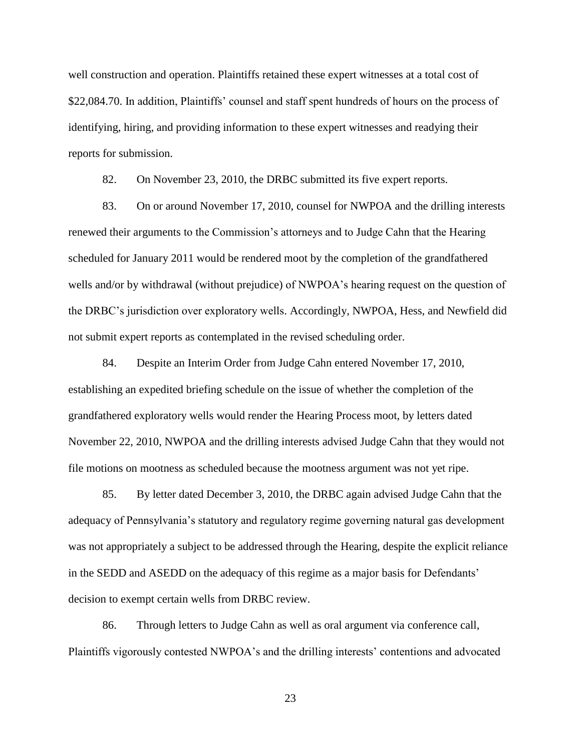well construction and operation. Plaintiffs retained these expert witnesses at a total cost of $22,084.70. In addition, Plaintiffs' counsel and staff spent hundreds of hours on the process of identifying, hiring, and providing information to these expert witnesses and readying their reports for submission.

82. On November 23, 2010, the DRBC submitted its five expert reports.

83. On or around November 17, 2010, counsel for NWPOA and the drilling interests renewed their arguments to the Commission's attorneys and to Judge Cahn that the Hearing scheduled for January 2011 would be rendered moot by the completion of the grandfathered wells and/or by withdrawal (without prejudice) of NWPOA's hearing request on the question of the DRBC's jurisdiction over exploratory wells. Accordingly, NWPOA, Hess, and Newfield did not submit expert reports as contemplated in the revised scheduling order.

84. Despite an Interim Order from Judge Cahn entered November 17, 2010, establishing an expedited briefing schedule on the issue of whether the completion of the grandfathered exploratory wells would render the Hearing Process moot, by letters dated November 22, 2010, NWPOA and the drilling interests advised Judge Cahn that they would not file motions on mootness as scheduled because the mootness argument was not yet ripe.

85. By letter dated December 3, 2010, the DRBC again advised Judge Cahn that the adequacy of Pennsylvania's statutory and regulatory regime governing natural gas development was not appropriately a subject to be addressed through the Hearing, despite the explicit reliance in the SEDD and ASEDD on the adequacy of this regime as a major basis for Defendants' decision to exempt certain wells from DRBC review.

86. Through letters to Judge Cahn as well as oral argument via conference call, Plaintiffs vigorously contested NWPOA's and the drilling interests' contentions and advocated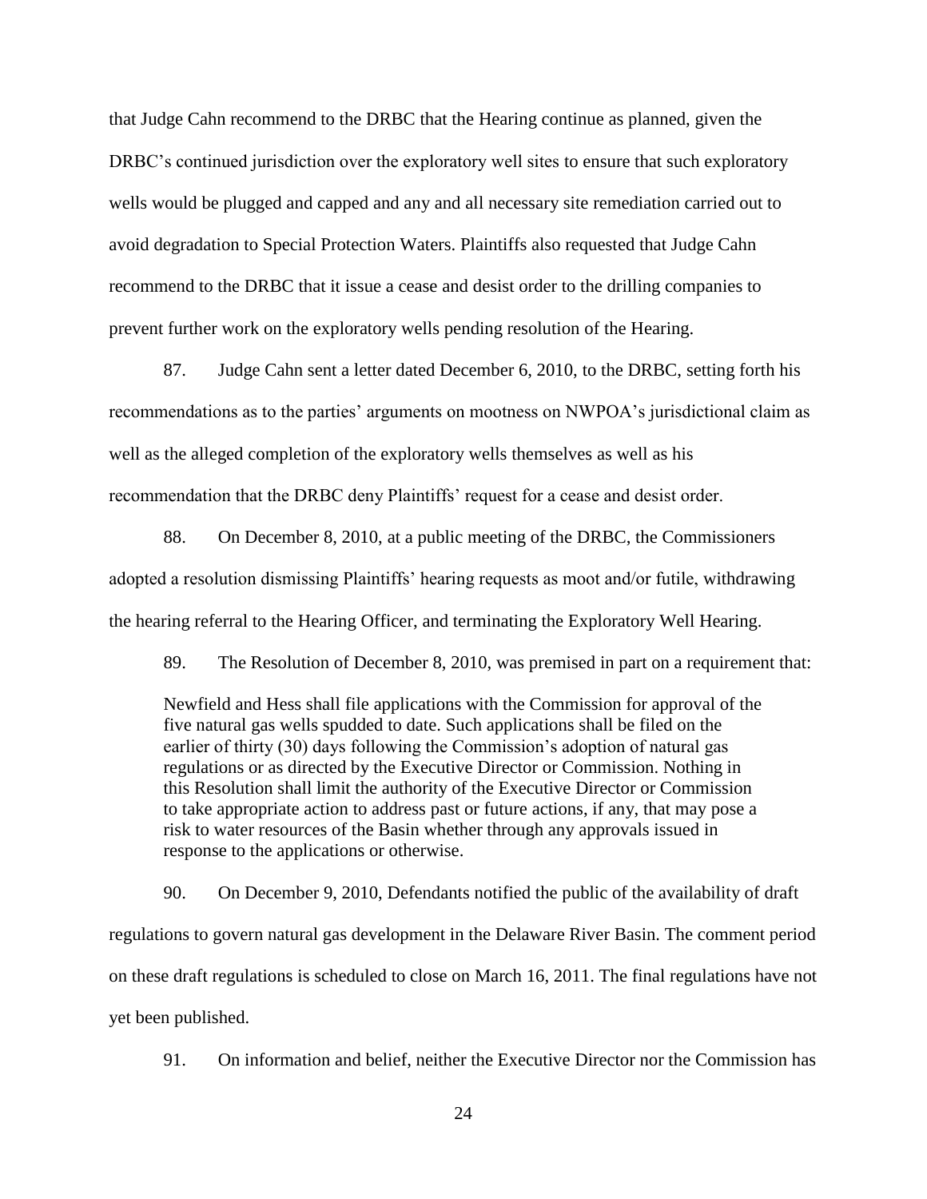that Judge Cahn recommend to the DRBC that the Hearing continue as planned, given the DRBC's continued jurisdiction over the exploratory well sites to ensure that such exploratory wells would be plugged and capped and any and all necessary site remediation carried out to avoid degradation to Special Protection Waters. Plaintiffs also requested that Judge Cahn recommend to the DRBC that it issue a cease and desist order to the drilling companies to prevent further work on the exploratory wells pending resolution of the Hearing.

87. Judge Cahn sent a letter dated December 6, 2010, to the DRBC, setting forth his recommendations as to the parties' arguments on mootness on NWPOA's jurisdictional claim as well as the alleged completion of the exploratory wells themselves as well as his recommendation that the DRBC deny Plaintiffs' request for a cease and desist order.

88. On December 8, 2010, at a public meeting of the DRBC, the Commissioners adopted a resolution dismissing Plaintiffs' hearing requests as moot and/or futile, withdrawing the hearing referral to the Hearing Officer, and terminating the Exploratory Well Hearing.

89. The Resolution of December 8, 2010, was premised in part on a requirement that:

> Newfield and Hess shall file applications with the Commission for approval of the five natural gas wells spudded to date. Such applications shall be filed on the earlier of thirty (30) days following the Commission's adoption of natural gas regulations or as directed by the Executive Director or Commission. Nothing in this Resolution shall limit the authority of the Executive Director or Commission to take appropriate action to address past or future actions, if any, that may pose a risk to water resources of the Basin whether through any approvals issued in response to the applications or otherwise.

90. On December 9, 2010, Defendants notified the public of the availability of draft regulations to govern natural gas development in the Delaware River Basin. The comment period on these draft regulations is scheduled to close on March 16, 2011. The final regulations have not yet been published.

91. On information and belief, neither the Executive Director nor the Commission has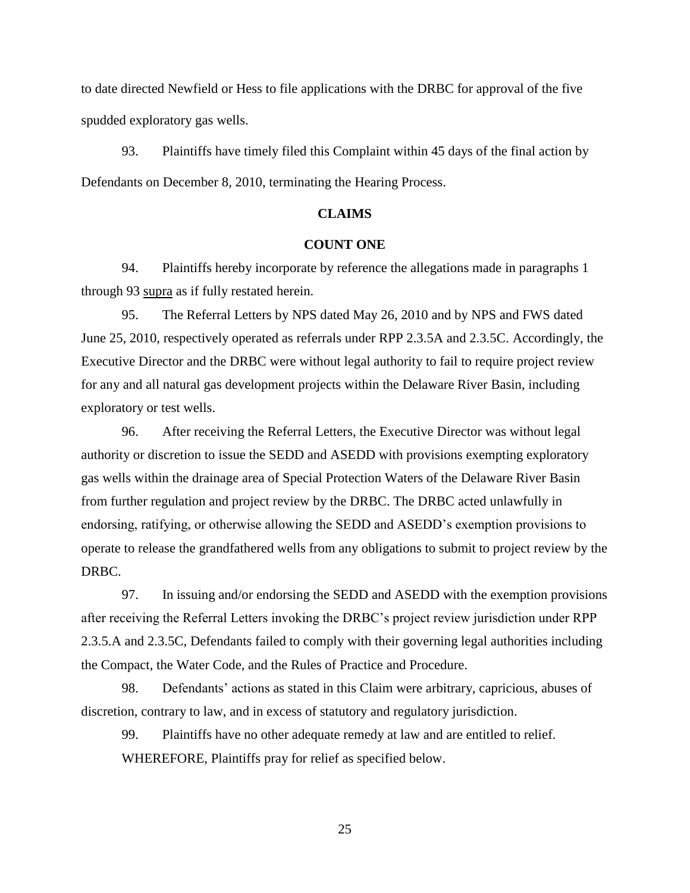to date directed Newfield or Hess to file applications with the DRBC for approval of the five spudded exploratory gas wells.

93. Plaintiffs have timely filed this Complaint within 45 days of the final action by Defendants on December 8, 2010, terminating the Hearing Process.

## CLAIMS

### COUNT ONE

94. Plaintiffs hereby incorporate by reference the allegations made in paragraphs 1 through 93 supra as if fully restated herein.

95. The Referral Letters by NPS dated May 26, 2010 and by NPS and FWS dated June 25, 2010, respectively operated as referrals under RPP 2.3.5A and 2.3.5C. Accordingly, the Executive Director and the DRBC were without legal authority to fail to require project review for any and all natural gas development projects within the Delaware River Basin, including exploratory or test wells.

96. After receiving the Referral Letters, the Executive Director was without legal authority or discretion to issue the SEDD and ASEDD with provisions exempting exploratory gas wells within the drainage area of Special Protection Waters of the Delaware River Basin from further regulation and project review by the DRBC. The DRBC acted unlawfully in endorsing, ratifying, or otherwise allowing the SEDD and ASEDD's exemption provisions to operate to release the grandfathered wells from any obligations to submit to project review by the DRBC.

97. In issuing and/or endorsing the SEDD and ASEDD with the exemption provisions after receiving the Referral Letters invoking the DRBC's project review jurisdiction under RPP 2.3.5.A and 2.3.5C, Defendants failed to comply with their governing legal authorities including the Compact, the Water Code, and the Rules of Practice and Procedure.

98. Defendants' actions as stated in this Claim were arbitrary, capricious, abuses of discretion, contrary to law, and in excess of statutory and regulatory jurisdiction.

99. Plaintiffs have no other adequate remedy at law and are entitled to relief.

WHEREFORE, Plaintiffs pray for relief as specified below.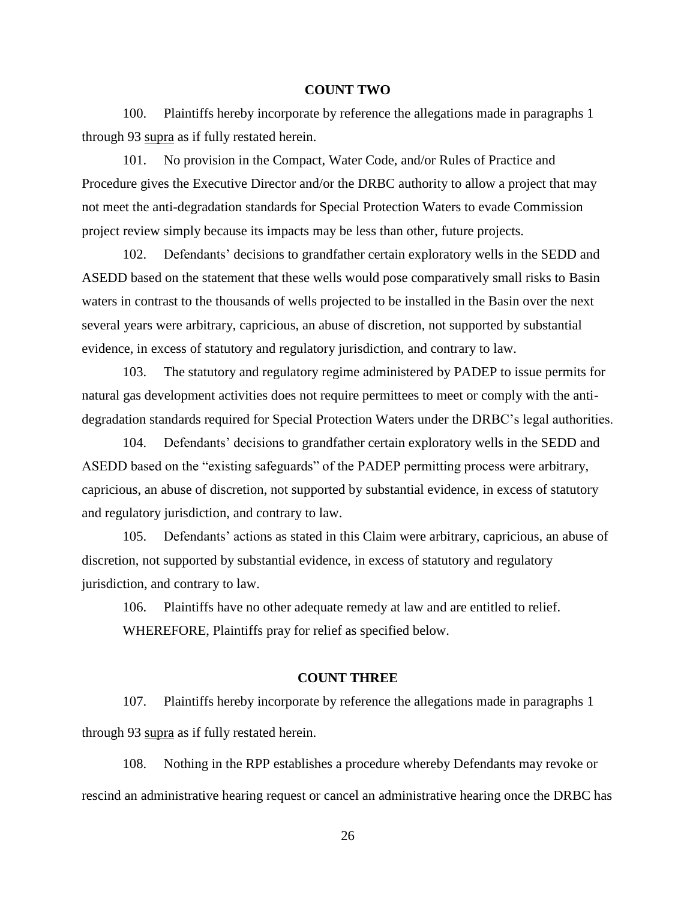## COUNT TWO

100. Plaintiffs hereby incorporate by reference the allegations made in paragraphs 1 through 93 supra as if fully restated herein.

101. No provision in the Compact, Water Code, and/or Rules of Practice and Procedure gives the Executive Director and/or the DRBC authority to allow a project that may not meet the anti-degradation standards for Special Protection Waters to evade Commission project review simply because its impacts may be less than other, future projects.

102. Defendants' decisions to grandfather certain exploratory wells in the SEDD and ASEDD based on the statement that these wells would pose comparatively small risks to Basin waters in contrast to the thousands of wells projected to be installed in the Basin over the next several years were arbitrary, capricious, an abuse of discretion, not supported by substantial evidence, in excess of statutory and regulatory jurisdiction, and contrary to law.

103. The statutory and regulatory regime administered by PADEP to issue permits for natural gas development activities does not require permittees to meet or comply with the anti-degradation standards required for Special Protection Waters under the DRBC's legal authorities.

104. Defendants' decisions to grandfather certain exploratory wells in the SEDD and ASEDD based on the "existing safeguards" of the PADEP permitting process were arbitrary, capricious, an abuse of discretion, not supported by substantial evidence, in excess of statutory and regulatory jurisdiction, and contrary to law.

105. Defendants' actions as stated in this Claim were arbitrary, capricious, an abuse of discretion, not supported by substantial evidence, in excess of statutory and regulatory jurisdiction, and contrary to law.

106. Plaintiffs have no other adequate remedy at law and are entitled to relief.

WHEREFORE, Plaintiffs pray for relief as specified below.

## COUNT THREE

107. Plaintiffs hereby incorporate by reference the allegations made in paragraphs 1 through 93 supra as if fully restated herein.

108. Nothing in the RPP establishes a procedure whereby Defendants may revoke or rescind an administrative hearing request or cancel an administrative hearing once the DRBC has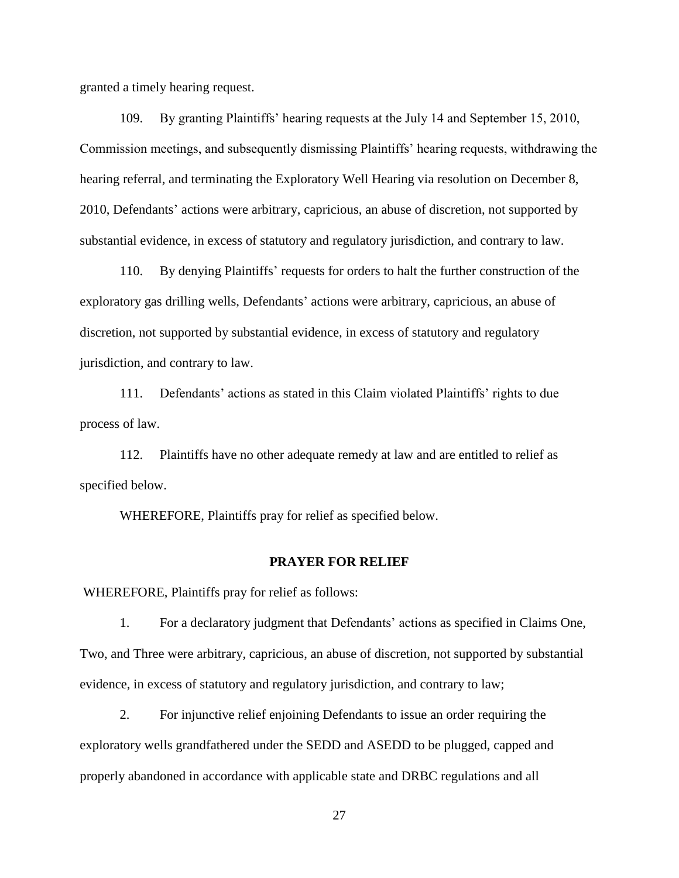granted a timely hearing request.

109. By granting Plaintiffs' hearing requests at the July 14 and September 15, 2010, Commission meetings, and subsequently dismissing Plaintiffs' hearing requests, withdrawing the hearing referral, and terminating the Exploratory Well Hearing via resolution on December 8, 2010, Defendants' actions were arbitrary, capricious, an abuse of discretion, not supported by substantial evidence, in excess of statutory and regulatory jurisdiction, and contrary to law.

110. By denying Plaintiffs' requests for orders to halt the further construction of the exploratory gas drilling wells, Defendants' actions were arbitrary, capricious, an abuse of discretion, not supported by substantial evidence, in excess of statutory and regulatory jurisdiction, and contrary to law.

111. Defendants' actions as stated in this Claim violated Plaintiffs' rights to due process of law.

112. Plaintiffs have no other adequate remedy at law and are entitled to relief as specified below.

WHEREFORE, Plaintiffs pray for relief as specified below.

## PRAYER FOR RELIEF

WHEREFORE, Plaintiffs pray for relief as follows:

1. For a declaratory judgment that Defendants' actions as specified in Claims One, Two, and Three were arbitrary, capricious, an abuse of discretion, not supported by substantial evidence, in excess of statutory and regulatory jurisdiction, and contrary to law;

2. For injunctive relief enjoining Defendants to issue an order requiring the exploratory wells grandfathered under the SEDD and ASEDD to be plugged, capped and properly abandoned in accordance with applicable state and DRBC regulations and all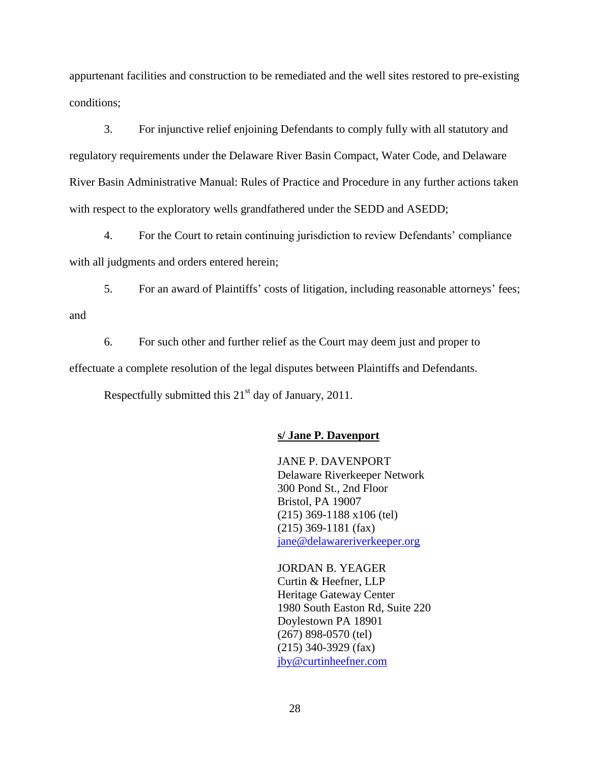appurtenant facilities and construction to be remediated and the well sites restored to pre-existing conditions;

3. For injunctive relief enjoining Defendants to comply fully with all statutory and regulatory requirements under the Delaware River Basin Compact, Water Code, and Delaware River Basin Administrative Manual: Rules of Practice and Procedure in any further actions taken with respect to the exploratory wells grandfathered under the SEDD and ASEDD;

4. For the Court to retain continuing jurisdiction to review Defendants' compliance with all judgments and orders entered herein;

5. For an award of Plaintiffs' costs of litigation, including reasonable attorneys' fees; and

6. For such other and further relief as the Court may deem just and proper to effectuate a complete resolution of the legal disputes between Plaintiffs and Defendants.

Respectfully submitted this 21st day of January, 2011.

**s/ Jane P. Davenport**

JANE P. DAVENPORT
Delaware Riverkeeper Network
300 Pond St., 2nd Floor
Bristol, PA 19007
(215) 369-1188 x106 (tel)
(215) 369-1181 (fax)
jane@delawareriverkeeper.org

JORDAN B. YEAGER
Curtin & Heefner, LLP
Heritage Gateway Center
1980 South Easton Rd, Suite 220
Doylestown PA 18901
(267) 898-0570 (tel)
(215) 340-3929 (fax)
jby@curtinheefner.com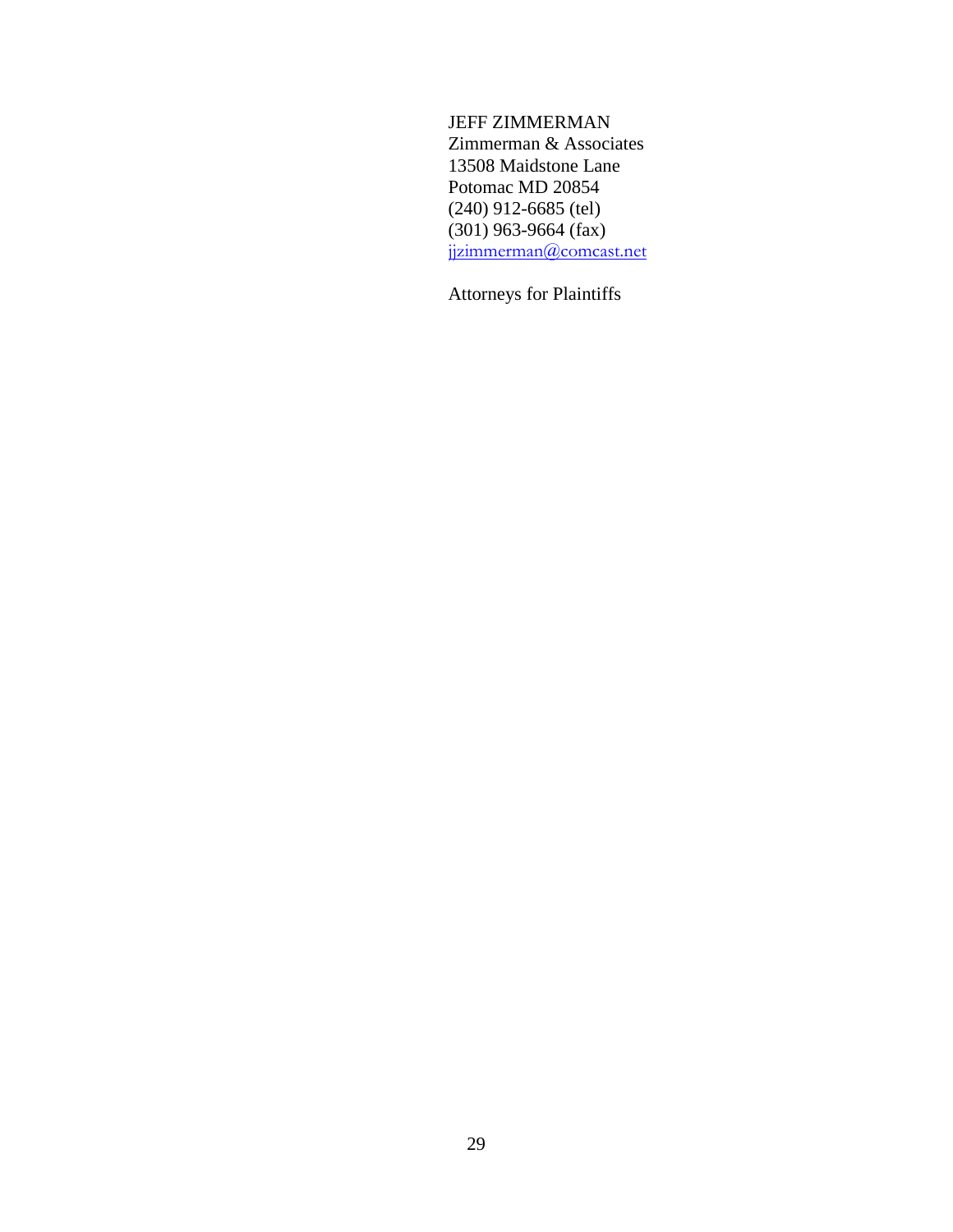JEFF ZIMMERMAN
Zimmerman & Associates
13508 Maidstone Lane
Potomac MD 20854
(240) 912-6685 (tel)
(301) 963-9664 (fax)
jjzimmerman@comcast.net

Attorneys for Plaintiffs